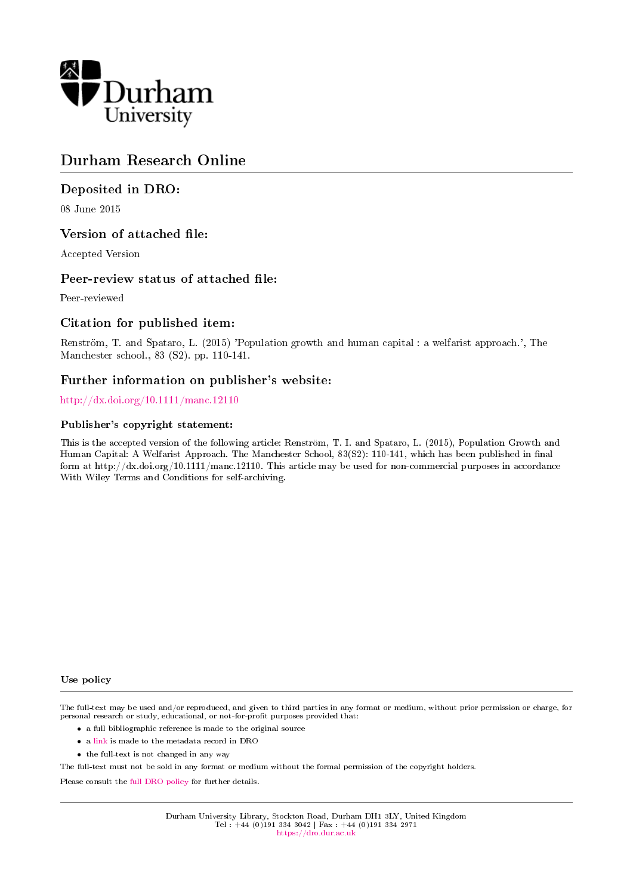Durham University

# Durham Research Online

## Deposited in DRO:

08 June 2015

## Version of attached file:

Accepted Version

## Peer-review status of attached file:

Peer-reviewed

## Citation for published item:

Renström, T. and Spataro, L. (2015) 'Population growth and human capital : a welfarist approach.', The Manchester school., 83 (S2). pp. 110-141.

## Further information on publisher's website:

http://dx.doi.org/10.1111/manc.12110

### Publisher's copyright statement:

This is the accepted version of the following article: Renström, T. I. and Spataro, L. (2015), Population Growth and Human Capital: A Welfarist Approach. The Manchester School, 83(S2): 110-141, which has been published in final form at http://dx.doi.org/10.1111/manc.12110. This article may be used for non-commercial purposes in accordance With Wiley Terms and Conditions for self-archiving.

### Use policy

The full-text may be used and/or reproduced, and given to third parties in any format or medium, without prior permission or charge, for personal research or study, educational, or not-for-profit purposes provided that:

- a full bibliographic reference is made to the original source
- a link is made to the metadata record in DRO
- the full-text is not changed in any way

The full-text must not be sold in any format or medium without the formal permission of the copyright holders.

Please consult the full DRO policy for further details.

Durham University Library, Stockton Road, Durham DH1 3LY, United Kingdom
Tel : +44 (0)191 334 3042 | Fax : +44 (0)191 334 2971
https://dro.dur.ac.uk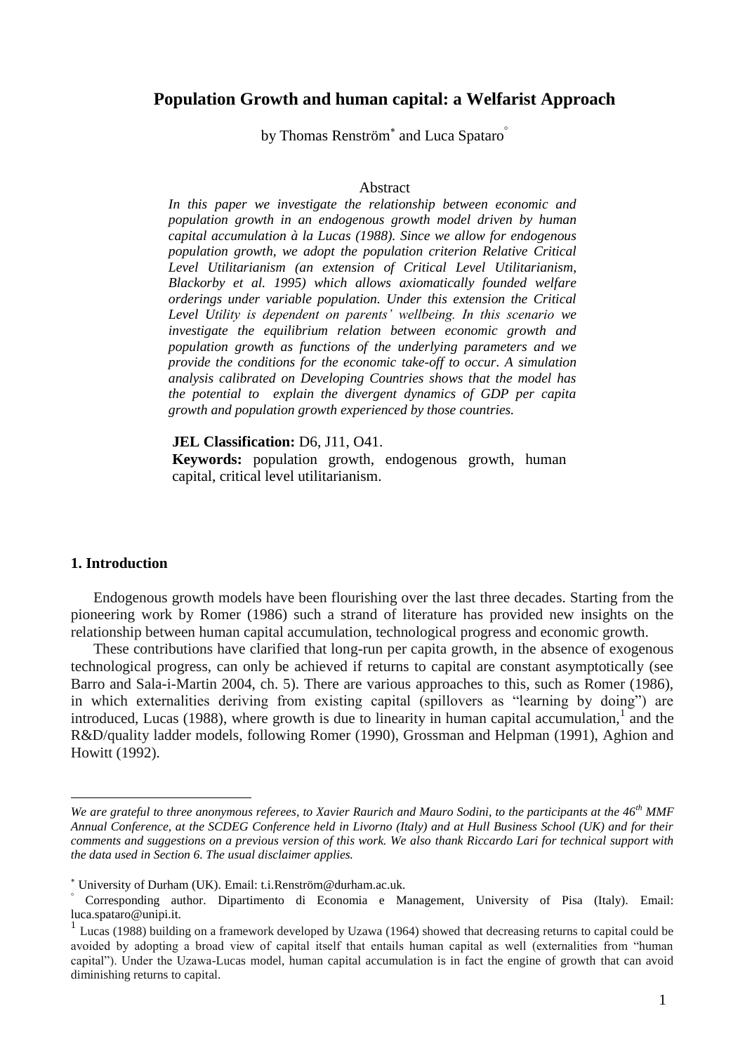# Population Growth and human capital: a Welfarist Approach

by Thomas Renström[*] and Luca Spataro[°]

Abstract

*In this paper we investigate the relationship between economic and population growth in an endogenous growth model driven by human capital accumulation à la Lucas (1988). Since we allow for endogenous population growth, we adopt the population criterion Relative Critical Level Utilitarianism (an extension of Critical Level Utilitarianism, Blackorby et al. 1995) which allows axiomatically founded welfare orderings under variable population. Under this extension the Critical Level Utility is dependent on parents' wellbeing. In this scenario we investigate the equilibrium relation between economic growth and population growth as functions of the underlying parameters and we provide the conditions for the economic take-off to occur. A simulation analysis calibrated on Developing Countries shows that the model has the potential to explain the divergent dynamics of GDP per capita growth and population growth experienced by those countries.*

**JEL Classification:** D6, J11, O41.

**Keywords:** population growth, endogenous growth, human capital, critical level utilitarianism.

## 1. Introduction

Endogenous growth models have been flourishing over the last three decades. Starting from the pioneering work by Romer (1986) such a strand of literature has provided new insights on the relationship between human capital accumulation, technological progress and economic growth.

These contributions have clarified that long-run per capita growth, in the absence of exogenous technological progress, can only be achieved if returns to capital are constant asymptotically (see Barro and Sala-i-Martin 2004, ch. 5). There are various approaches to this, such as Romer (1986), in which externalities deriving from existing capital (spillovers as "learning by doing") are introduced, Lucas (1988), where growth is due to linearity in human capital accumulation,[1] and the R&D/quality ladder models, following Romer (1990), Grossman and Helpman (1991), Aghion and Howitt (1992).

---

*We are grateful to three anonymous referees, to Xavier Raurich and Mauro Sodini, to the participants at the 46[th] MMF Annual Conference, at the SCDEG Conference held in Livorno (Italy) and at Hull Business School (UK) and for their comments and suggestions on a previous version of this work. We also thank Riccardo Lari for technical support with the data used in Section 6. The usual disclaimer applies.*

[*] University of Durham (UK). Email: t.i.Renström@durham.ac.uk.

[°] Corresponding author. Dipartimento di Economia e Management, University of Pisa (Italy). Email: luca.spataro@unipi.it.

[1] Lucas (1988) building on a framework developed by Uzawa (1964) showed that decreasing returns to capital could be avoided by adopting a broad view of capital itself that entails human capital as well (externalities from "human capital"). Under the Uzawa-Lucas model, human capital accumulation is in fact the engine of growth that can avoid diminishing returns to capital.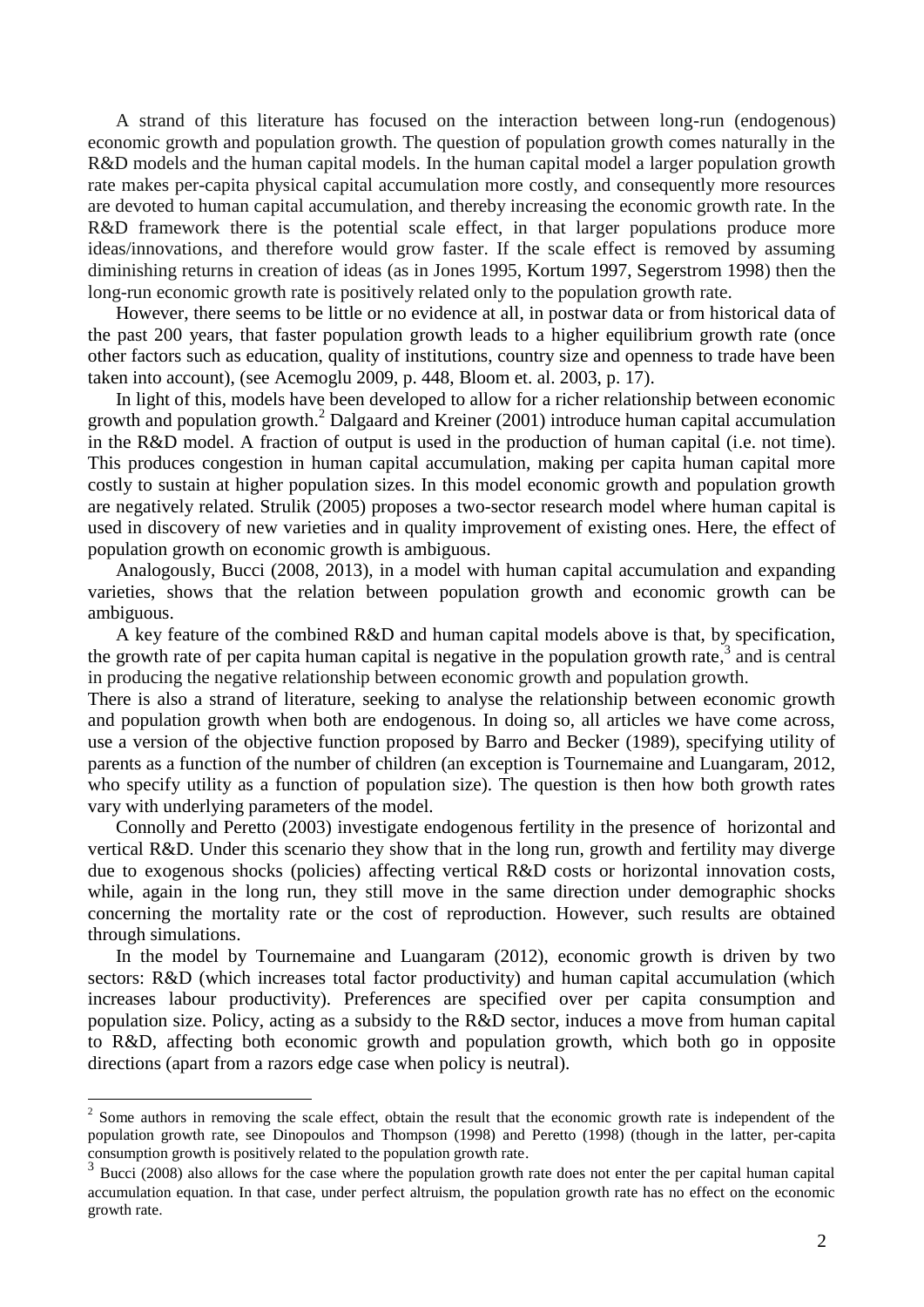A strand of this literature has focused on the interaction between long-run (endogenous) economic growth and population growth. The question of population growth comes naturally in the R&D models and the human capital models. In the human capital model a larger population growth rate makes per-capita physical capital accumulation more costly, and consequently more resources are devoted to human capital accumulation, and thereby increasing the economic growth rate. In the R&D framework there is the potential scale effect, in that larger populations produce more ideas/innovations, and therefore would grow faster. If the scale effect is removed by assuming diminishing returns in creation of ideas (as in Jones 1995, Kortum 1997, Segerstrom 1998) then the long-run economic growth rate is positively related only to the population growth rate.

However, there seems to be little or no evidence at all, in postwar data or from historical data of the past 200 years, that faster population growth leads to a higher equilibrium growth rate (once other factors such as education, quality of institutions, country size and openness to trade have been taken into account), (see Acemoglu 2009, p. 448, Bloom et. al. 2003, p. 17).

In light of this, models have been developed to allow for a richer relationship between economic growth and population growth.[2] Dalgaard and Kreiner (2001) introduce human capital accumulation in the R&D model. A fraction of output is used in the production of human capital (i.e. not time). This produces congestion in human capital accumulation, making per capita human capital more costly to sustain at higher population sizes. In this model economic growth and population growth are negatively related. Strulik (2005) proposes a two-sector research model where human capital is used in discovery of new varieties and in quality improvement of existing ones. Here, the effect of population growth on economic growth is ambiguous.

Analogously, Bucci (2008, 2013), in a model with human capital accumulation and expanding varieties, shows that the relation between population growth and economic growth can be ambiguous.

A key feature of the combined R&D and human capital models above is that, by specification, the growth rate of per capita human capital is negative in the population growth rate,[3] and is central in producing the negative relationship between economic growth and population growth.

There is also a strand of literature, seeking to analyse the relationship between economic growth and population growth when both are endogenous. In doing so, all articles we have come across, use a version of the objective function proposed by Barro and Becker (1989), specifying utility of parents as a function of the number of children (an exception is Tournemaine and Luangaram, 2012, who specify utility as a function of population size). The question is then how both growth rates vary with underlying parameters of the model.

Connolly and Peretto (2003) investigate endogenous fertility in the presence of horizontal and vertical R&D. Under this scenario they show that in the long run, growth and fertility may diverge due to exogenous shocks (policies) affecting vertical R&D costs or horizontal innovation costs, while, again in the long run, they still move in the same direction under demographic shocks concerning the mortality rate or the cost of reproduction. However, such results are obtained through simulations.

In the model by Tournemaine and Luangaram (2012), economic growth is driven by two sectors: R&D (which increases total factor productivity) and human capital accumulation (which increases labour productivity). Preferences are specified over per capita consumption and population size. Policy, acting as a subsidy to the R&D sector, induces a move from human capital to R&D, affecting both economic growth and population growth, which both go in opposite directions (apart from a razors edge case when policy is neutral).

---

[2] Some authors in removing the scale effect, obtain the result that the economic growth rate is independent of the population growth rate, see Dinopoulos and Thompson (1998) and Peretto (1998) (though in the latter, per-capita consumption growth is positively related to the population growth rate.

[3] Bucci (2008) also allows for the case where the population growth rate does not enter the per capital human capital accumulation equation. In that case, under perfect altruism, the population growth rate has no effect on the economic growth rate.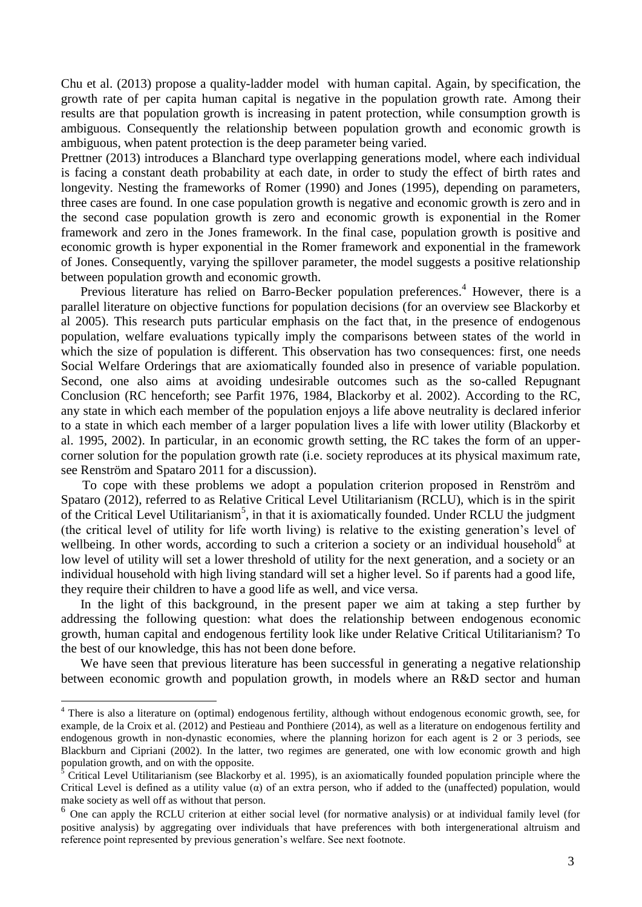Chu et al. (2013) propose a quality-ladder model with human capital. Again, by specification, the growth rate of per capita human capital is negative in the population growth rate. Among their results are that population growth is increasing in patent protection, while consumption growth is ambiguous. Consequently the relationship between population growth and economic growth is ambiguous, when patent protection is the deep parameter being varied.

Prettner (2013) introduces a Blanchard type overlapping generations model, where each individual is facing a constant death probability at each date, in order to study the effect of birth rates and longevity. Nesting the frameworks of Romer (1990) and Jones (1995), depending on parameters, three cases are found. In one case population growth is negative and economic growth is zero and in the second case population growth is zero and economic growth is exponential in the Romer framework and zero in the Jones framework. In the final case, population growth is positive and economic growth is hyper exponential in the Romer framework and exponential in the framework of Jones. Consequently, varying the spillover parameter, the model suggests a positive relationship between population growth and economic growth.

Previous literature has relied on Barro-Becker population preferences.[4] However, there is a parallel literature on objective functions for population decisions (for an overview see Blackorby et al 2005). This research puts particular emphasis on the fact that, in the presence of endogenous population, welfare evaluations typically imply the comparisons between states of the world in which the size of population is different. This observation has two consequences: first, one needs Social Welfare Orderings that are axiomatically founded also in presence of variable population. Second, one also aims at avoiding undesirable outcomes such as the so-called Repugnant Conclusion (RC henceforth; see Parfit 1976, 1984, Blackorby et al. 2002). According to the RC, any state in which each member of the population enjoys a life above neutrality is declared inferior to a state in which each member of a larger population lives a life with lower utility (Blackorby et al. 1995, 2002). In particular, in an economic growth setting, the RC takes the form of an upper-corner solution for the population growth rate (i.e. society reproduces at its physical maximum rate, see Renström and Spataro 2011 for a discussion).

To cope with these problems we adopt a population criterion proposed in Renström and Spataro (2012), referred to as Relative Critical Level Utilitarianism (RCLU), which is in the spirit of the Critical Level Utilitarianism[5], in that it is axiomatically founded. Under RCLU the judgment (the critical level of utility for life worth living) is relative to the existing generation's level of wellbeing. In other words, according to such a criterion a society or an individual household[6] at low level of utility will set a lower threshold of utility for the next generation, and a society or an individual household with high living standard will set a higher level. So if parents had a good life, they require their children to have a good life as well, and vice versa.

In the light of this background, in the present paper we aim at taking a step further by addressing the following question: what does the relationship between endogenous economic growth, human capital and endogenous fertility look like under Relative Critical Utilitarianism? To the best of our knowledge, this has not been done before.

We have seen that previous literature has been successful in generating a negative relationship between economic growth and population growth, in models where an R&D sector and human

---

[4] There is also a literature on (optimal) endogenous fertility, although without endogenous economic growth, see, for example, de la Croix et al. (2012) and Pestieau and Ponthiere (2014), as well as a literature on endogenous fertility and endogenous growth in non-dynastic economies, where the planning horizon for each agent is 2 or 3 periods, see Blackburn and Cipriani (2002). In the latter, two regimes are generated, one with low economic growth and high population growth, and on with the opposite.

[5] Critical Level Utilitarianism (see Blackorby et al. 1995), is an axiomatically founded population principle where the Critical Level is defined as a utility value ($\alpha$) of an extra person, who if added to the (unaffected) population, would make society as well off as without that person.

[6] One can apply the RCLU criterion at either social level (for normative analysis) or at individual family level (for positive analysis) by aggregating over individuals that have preferences with both intergenerational altruism and reference point represented by previous generation's welfare. See next footnote.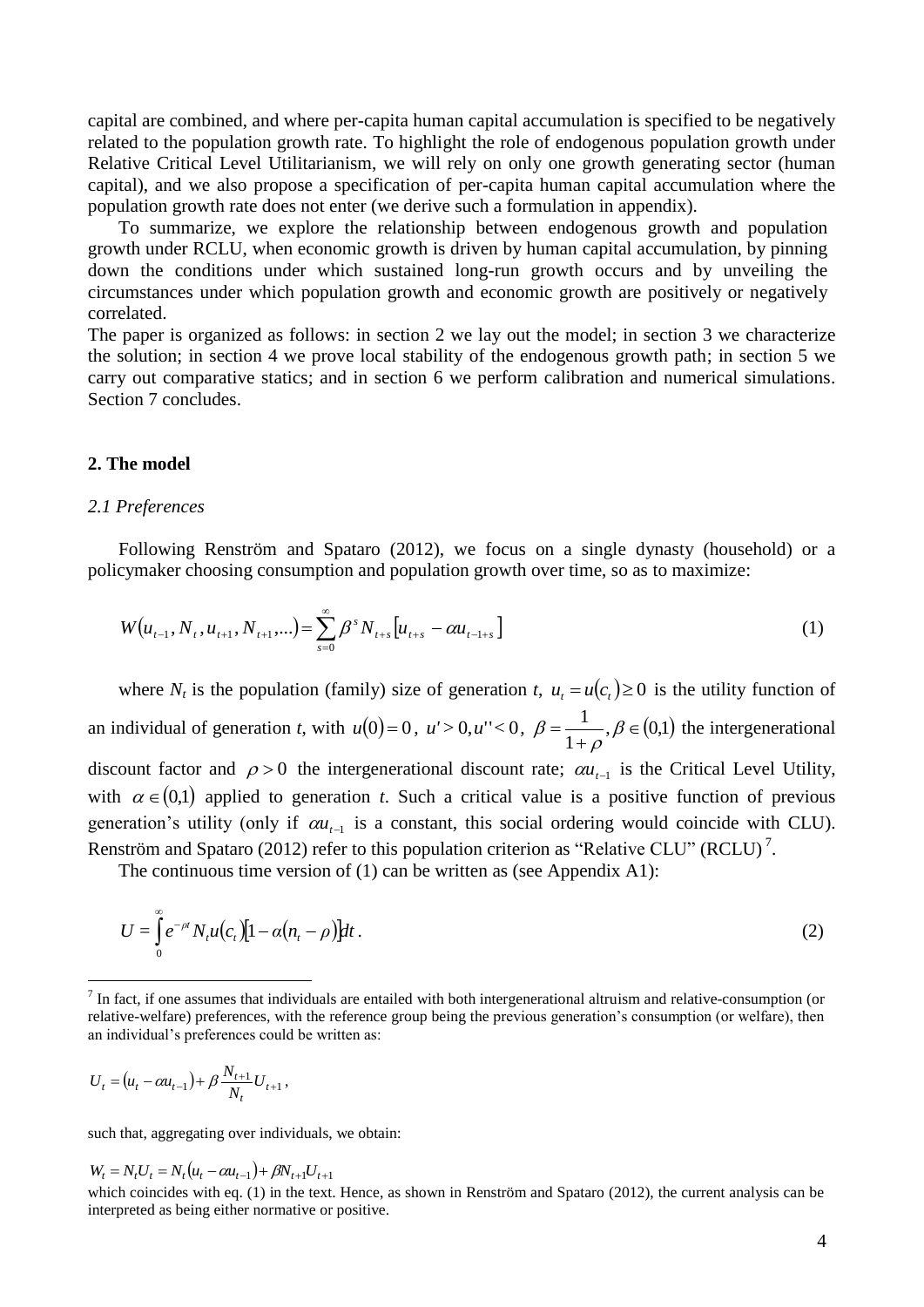capital are combined, and where per-capita human capital accumulation is specified to be negatively related to the population growth rate. To highlight the role of endogenous population growth under Relative Critical Level Utilitarianism, we will rely on only one growth generating sector (human capital), and we also propose a specification of per-capita human capital accumulation where the population growth rate does not enter (we derive such a formulation in appendix).

To summarize, we explore the relationship between endogenous growth and population growth under RCLU, when economic growth is driven by human capital accumulation, by pinning down the conditions under which sustained long-run growth occurs and by unveiling the circumstances under which population growth and economic growth are positively or negatively correlated.

The paper is organized as follows: in section 2 we lay out the model; in section 3 we characterize the solution; in section 4 we prove local stability of the endogenous growth path; in section 5 we carry out comparative statics; and in section 6 we perform calibration and numerical simulations. Section 7 concludes.

## 2. The model

### *2.1 Preferences*

Following Renström and Spataro (2012), we focus on a single dynasty (household) or a policymaker choosing consumption and population growth over time, so as to maximize:

$$W\left(u_{t-1}, N_t, u_{t+1}, N_{t+1}, \ldots\right) = \sum_{s=0}^{\infty} \beta^s N_{t+s}\left[u_{t+s} - \alpha u_{t-1+s}\right] \tag{1}$$

where $N_t$ is the population (family) size of generation *t*, $u_t = u(c_t) \geq 0$ is the utility function of an individual of generation *t*, with $u(0) = 0$, $u' > 0, u'' < 0$, $\beta = \frac{1}{1+\rho}, \beta \in (0,1)$ the intergenerational discount factor and $\rho > 0$ the intergenerational discount rate; $\alpha u_{t-1}$ is the Critical Level Utility, with $\alpha \in (0,1)$ applied to generation *t*. Such a critical value is a positive function of previous generation's utility (only if $\alpha u_{t-1}$ is a constant, this social ordering would coincide with CLU). Renström and Spataro (2012) refer to this population criterion as "Relative CLU" (RCLU)[7].

The continuous time version of (1) can be written as (see Appendix A1):

$$U = \int_0^{\infty} e^{-\rho t} N_t u(c_t)\left[1 - \alpha(n_t - \rho)\right] dt. \tag{2}$$

---

[7] In fact, if one assumes that individuals are entailed with both intergenerational altruism and relative-consumption (or relative-welfare) preferences, with the reference group being the previous generation's consumption (or welfare), then an individual's preferences could be written as:

$$U_t = \left(u_t - \alpha u_{t-1}\right) + \beta \frac{N_{t+1}}{N_t} U_{t+1},$$

such that, aggregating over individuals, we obtain:

$$W_t = N_t U_t = N_t\left(u_t - \alpha u_{t-1}\right) + \beta N_{t+1} U_{t+1}$$

which coincides with eq. (1) in the text. Hence, as shown in Renström and Spataro (2012), the current analysis can be interpreted as being either normative or positive.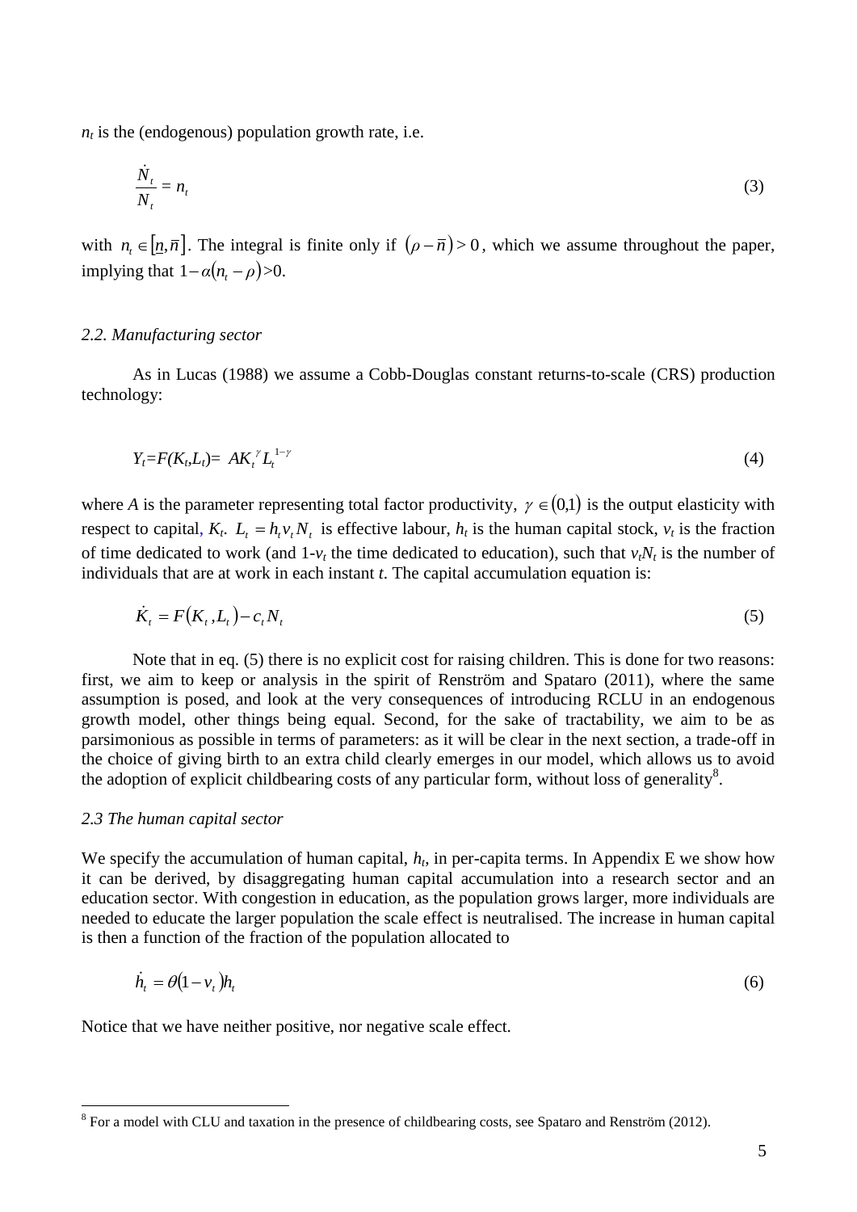$n_t$ is the (endogenous) population growth rate, i.e.

$$\frac{\dot{N}_t}{N_t} = n_t \tag{3}$$

with $n_t \in [\underline{n}, \overline{n}]$. The integral is finite only if $(\rho - \overline{n}) > 0$, which we assume throughout the paper, implying that $1 - \alpha(n_t - \rho) > 0$.

### *2.2. Manufacturing sector*

As in Lucas (1988) we assume a Cobb-Douglas constant returns-to-scale (CRS) production technology:

$$Y_t = F(K_t, L_t) = AK_t^{\gamma} L_t^{1-\gamma} \tag{4}$$

where $A$ is the parameter representing total factor productivity, $\gamma \in (0,1)$ is the output elasticity with respect to capital, $K_t$. $L_t = h_t v_t N_t$ is effective labour, $h_t$ is the human capital stock, $v_t$ is the fraction of time dedicated to work (and $1-v_t$ the time dedicated to education), such that $v_t N_t$ is the number of individuals that are at work in each instant $t$. The capital accumulation equation is:

$$\dot{K}_t = F(K_t, L_t) - c_t N_t \tag{5}$$

Note that in eq. (5) there is no explicit cost for raising children. This is done for two reasons: first, we aim to keep or analysis in the spirit of Renström and Spataro (2011), where the same assumption is posed, and look at the very consequences of introducing RCLU in an endogenous growth model, other things being equal. Second, for the sake of tractability, we aim to be as parsimonious as possible in terms of parameters: as it will be clear in the next section, a trade-off in the choice of giving birth to an extra child clearly emerges in our model, which allows us to avoid the adoption of explicit childbearing costs of any particular form, without loss of generality[8].

### *2.3 The human capital sector*

We specify the accumulation of human capital, $h_t$, in per-capita terms. In Appendix E we show how it can be derived, by disaggregating human capital accumulation into a research sector and an education sector. With congestion in education, as the population grows larger, more individuals are needed to educate the larger population the scale effect is neutralised. The increase in human capital is then a function of the fraction of the population allocated to

$$\dot{h}_t = \theta(1 - v_t)h_t \tag{6}$$

Notice that we have neither positive, nor negative scale effect.

---

[8] For a model with CLU and taxation in the presence of childbearing costs, see Spataro and Renström (2012).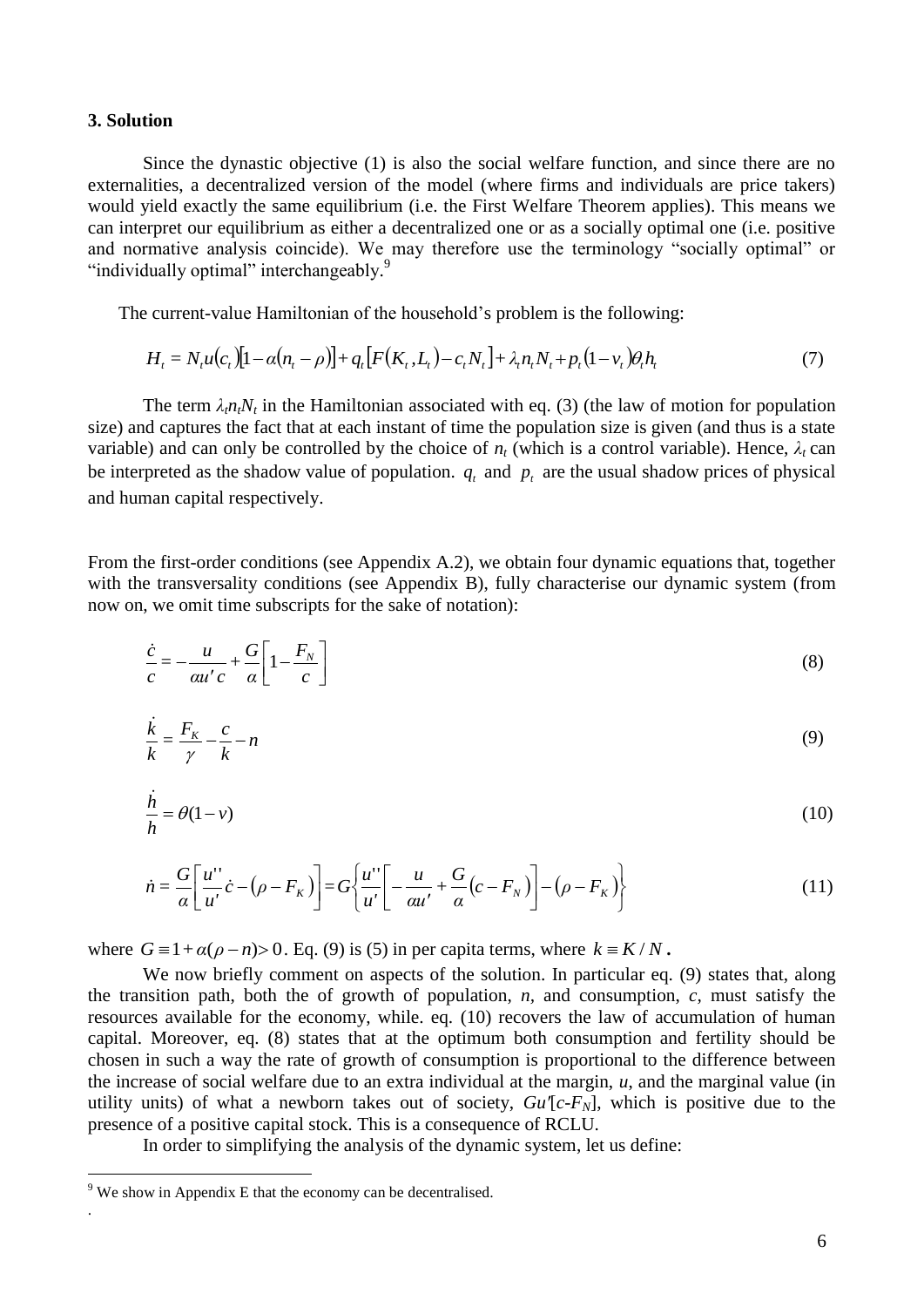### 3. Solution

Since the dynastic objective (1) is also the social welfare function, and since there are no externalities, a decentralized version of the model (where firms and individuals are price takers) would yield exactly the same equilibrium (i.e. the First Welfare Theorem applies). This means we can interpret our equilibrium as either a decentralized one or as a socially optimal one (i.e. positive and normative analysis coincide). We may therefore use the terminology "socially optimal" or "individually optimal" interchangeably.[9]

The current-value Hamiltonian of the household's problem is the following:

$$H_t = N_t u(c_t)[1-\alpha(n_t-\rho)] + q_t[F(K_t, L_t) - c_t N_t] + \lambda_t n_t N_t + p_t(1-v_t)\theta_t h_t \tag{7}$$

The term $\lambda_t n_t N_t$ in the Hamiltonian associated with eq. (3) (the law of motion for population size) and captures the fact that at each instant of time the population size is given (and thus is a state variable) and can only be controlled by the choice of $n_t$ (which is a control variable). Hence, $\lambda_t$ can be interpreted as the shadow value of population. $q_t$ and $p_t$ are the usual shadow prices of physical and human capital respectively.

From the first-order conditions (see Appendix A.2), we obtain four dynamic equations that, together with the transversality conditions (see Appendix B), fully characterise our dynamic system (from now on, we omit time subscripts for the sake of notation):

$$\frac{\dot{c}}{c} = -\frac{u}{\alpha u' c} + \frac{G}{\alpha}\left[1 - \frac{F_N}{c}\right] \tag{8}$$

$$\frac{\dot{k}}{k} = \frac{F_K}{\gamma} - \frac{c}{k} - n \tag{9}$$

$$\frac{\dot{h}}{h} = \theta(1-v) \tag{10}$$

$$\dot{n} = \frac{G}{\alpha}\left[\frac{u''}{u'}\dot{c} - (\rho - F_K)\right] = G\left\{\frac{u''}{u'}\left[-\frac{u}{\alpha u'} + \frac{G}{\alpha}(c - F_N)\right] - (\rho - F_K)\right\} \tag{11}$$

where $G \equiv 1 + \alpha(\rho - n) > 0$. Eq. (9) is (5) in per capita terms, where $k \equiv K/N$.

We now briefly comment on aspects of the solution. In particular eq. (9) states that, along the transition path, both the of growth of population, $n$, and consumption, $c$, must satisfy the resources available for the economy, while. eq. (10) recovers the law of accumulation of human capital. Moreover, eq. (8) states that at the optimum both consumption and fertility should be chosen in such a way the rate of growth of consumption is proportional to the difference between the increase of social welfare due to an extra individual at the margin, $u$, and the marginal value (in utility units) of what a newborn takes out of society, $Gu'[c-F_N]$, which is positive due to the presence of a positive capital stock. This is a consequence of RCLU.

In order to simplifying the analysis of the dynamic system, let us define:

[9] We show in Appendix E that the economy can be decentralised.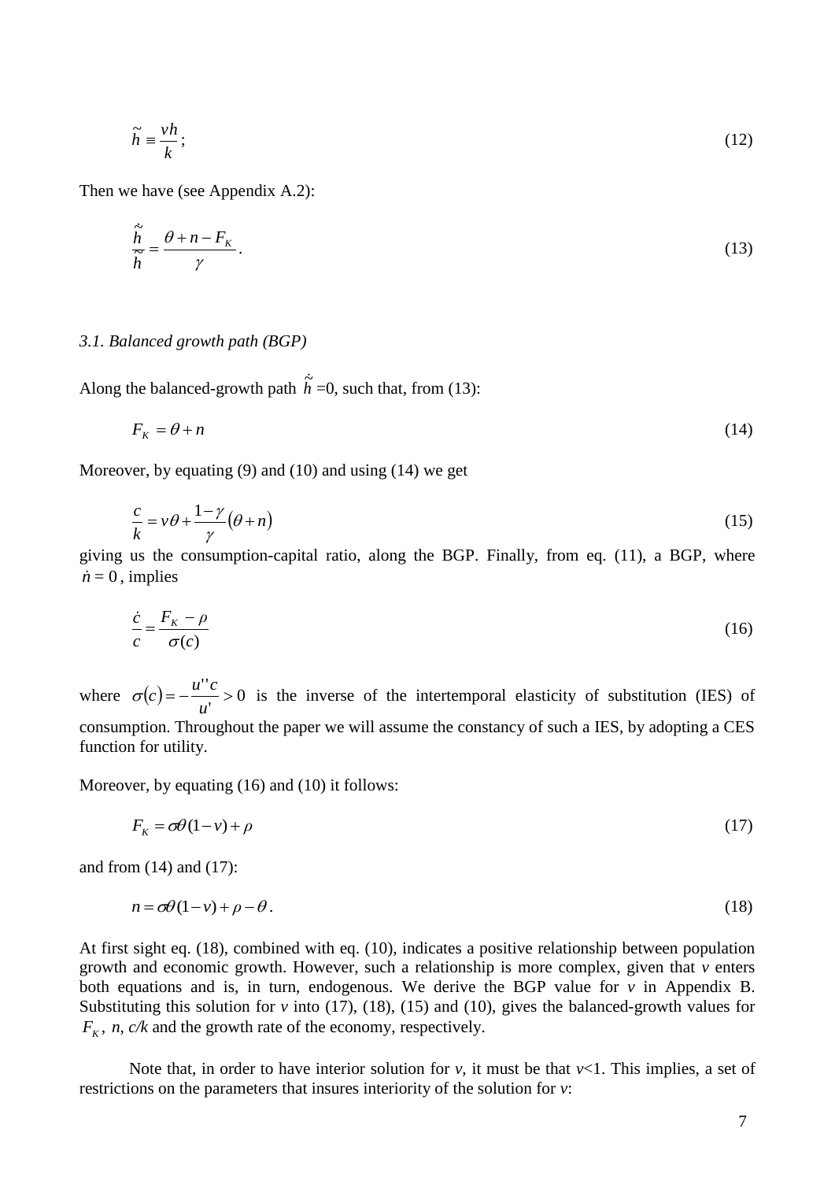$$\tilde{h} \equiv \frac{vh}{k}; \tag{12}$$

Then we have (see Appendix A.2):

$$\frac{\dot{\tilde{h}}}{\tilde{h}} = \frac{\theta + n - F_K}{\gamma}. \tag{13}$$

### *3.1. Balanced growth path (BGP)*

Along the balanced-growth path $\dot{\tilde{h}}$ =0, such that, from (13):

$$F_K = \theta + n \tag{14}$$

Moreover, by equating (9) and (10) and using (14) we get

$$\frac{c}{k} = v\theta + \frac{1-\gamma}{\gamma}(\theta + n) \tag{15}$$

giving us the consumption-capital ratio, along the BGP. Finally, from eq. (11), a BGP, where $\dot{n} = 0$, implies

$$\frac{\dot{c}}{c} = \frac{F_K - \rho}{\sigma(c)} \tag{16}$$

where $\sigma(c) = -\frac{u''c}{u'} > 0$ is the inverse of the intertemporal elasticity of substitution (IES) of consumption. Throughout the paper we will assume the constancy of such a IES, by adopting a CES function for utility.

Moreover, by equating (16) and (10) it follows:

$$F_K = \sigma\theta(1-v) + \rho \tag{17}$$

and from (14) and (17):

$$n = \sigma\theta(1-v) + \rho - \theta. \tag{18}$$

At first sight eq. (18), combined with eq. (10), indicates a positive relationship between population growth and economic growth. However, such a relationship is more complex, given that *v* enters both equations and is, in turn, endogenous. We derive the BGP value for *v* in Appendix B. Substituting this solution for *v* into (17), (18), (15) and (10), gives the balanced-growth values for $F_K$, *n*, *c/k* and the growth rate of the economy, respectively.

Note that, in order to have interior solution for *v*, it must be that *v*<1. This implies, a set of restrictions on the parameters that insures interiority of the solution for *v*: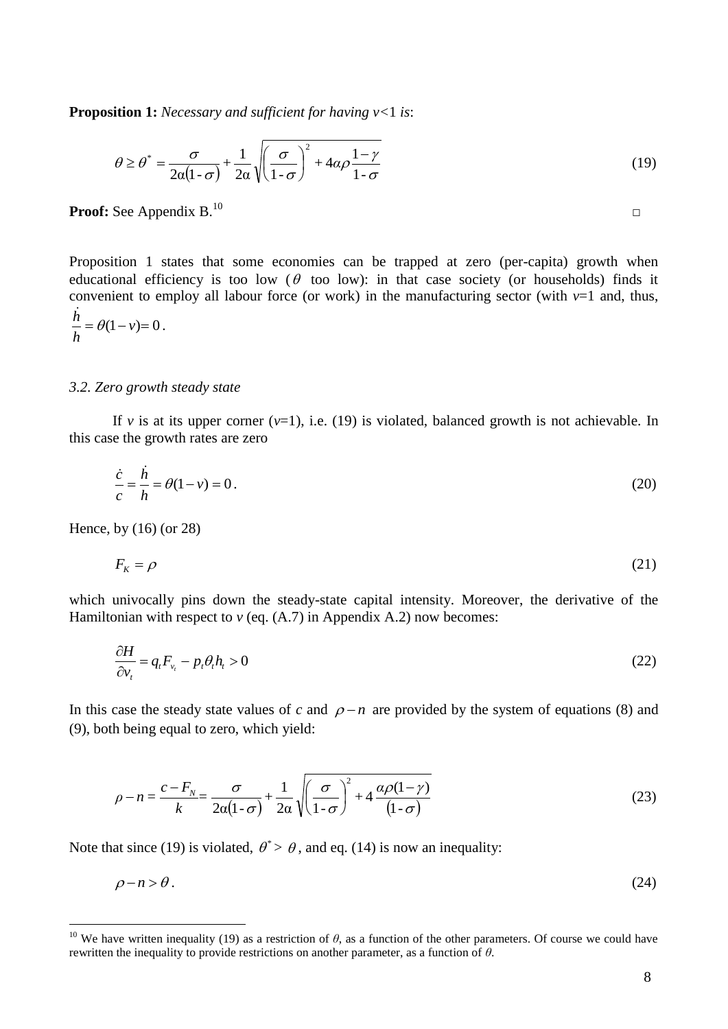**Proposition 1:** *Necessary and sufficient for having v<*1 *is*:

$$\theta \geq \theta^* = \frac{\sigma}{2\alpha(1-\sigma)} + \frac{1}{2\alpha}\sqrt{\left(\frac{\sigma}{1-\sigma}\right)^2 + 4\alpha\rho\frac{1-\gamma}{1-\sigma}} \tag{19}$$

**Proof:** See Appendix B.[10] □

Proposition 1 states that some economies can be trapped at zero (per-capita) growth when educational efficiency is too low ($\theta$ too low): in that case society (or households) finds it convenient to employ all labour force (or work) in the manufacturing sector (with $v$=1 and, thus, $\frac{\dot{h}}{h} = \theta(1-v) = 0$.

### *3.2. Zero growth steady state*

If $v$ is at its upper corner ($v$=1), i.e. (19) is violated, balanced growth is not achievable. In this case the growth rates are zero

$$\frac{\dot{c}}{c} = \frac{\dot{h}}{h} = \theta(1-v) = 0. \tag{20}$$

Hence, by (16) (or 28)

$$F_K = \rho \tag{21}$$

which univocally pins down the steady-state capital intensity. Moreover, the derivative of the Hamiltonian with respect to $v$ (eq. (A.7) in Appendix A.2) now becomes:

$$\frac{\partial H}{\partial v_t} = q_t F_{v_t} - p_t \theta_t h_t > 0 \tag{22}$$

In this case the steady state values of $c$ and $\rho - n$ are provided by the system of equations (8) and (9), both being equal to zero, which yield:

$$\rho - n = \frac{c - F_N}{k} = \frac{\sigma}{2\alpha(1-\sigma)} + \frac{1}{2\alpha}\sqrt{\left(\frac{\sigma}{1-\sigma}\right)^2 + 4\frac{\alpha\rho(1-\gamma)}{(1-\sigma)}} \tag{23}$$

Note that since (19) is violated, $\theta^* > \theta$, and eq. (14) is now an inequality:

$$\rho - n > \theta. \tag{24}$$

---

[10] We have written inequality (19) as a restriction of $\theta$, as a function of the other parameters. Of course we could have rewritten the inequality to provide restrictions on another parameter, as a function of $\theta$.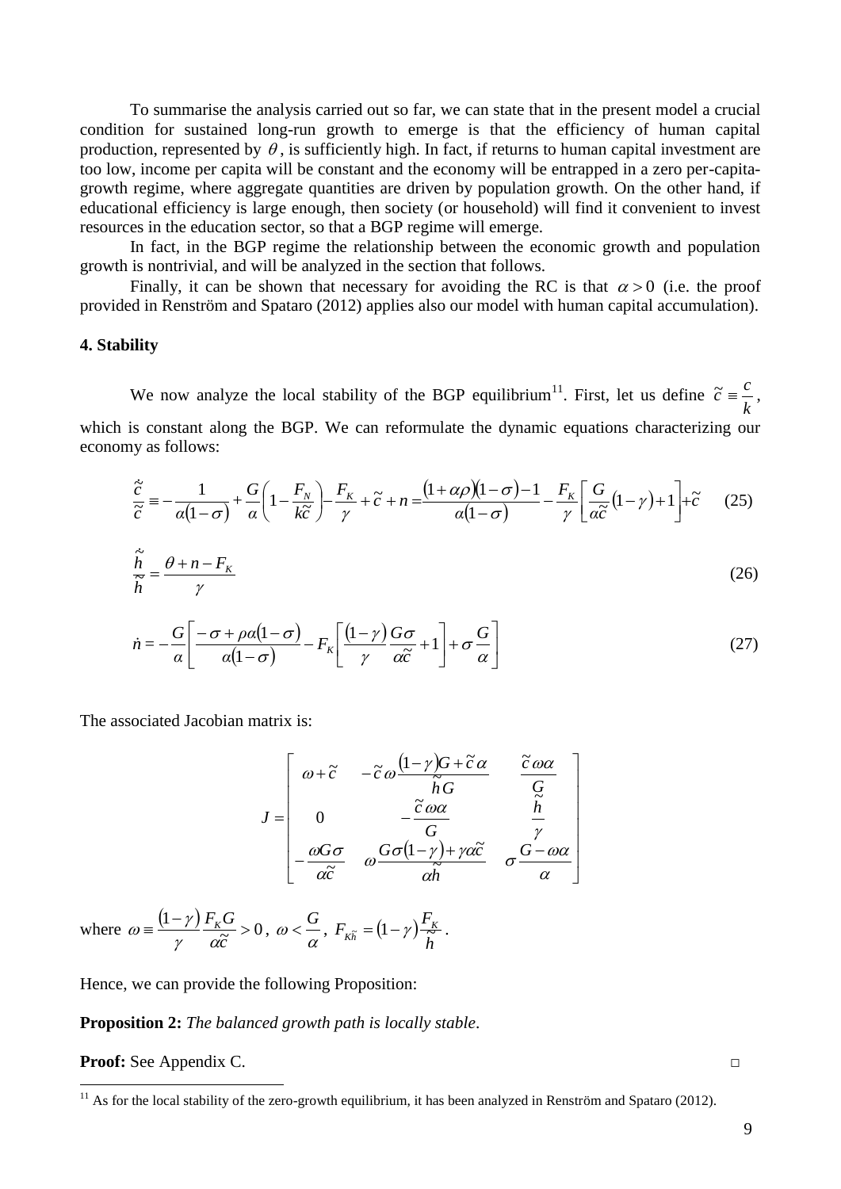To summarise the analysis carried out so far, we can state that in the present model a crucial condition for sustained long-run growth to emerge is that the efficiency of human capital production, represented by $\theta$, is sufficiently high. In fact, if returns to human capital investment are too low, income per capita will be constant and the economy will be entrapped in a zero per-capita-growth regime, where aggregate quantities are driven by population growth. On the other hand, if educational efficiency is large enough, then society (or household) will find it convenient to invest resources in the education sector, so that a BGP regime will emerge.

In fact, in the BGP regime the relationship between the economic growth and population growth is nontrivial, and will be analyzed in the section that follows.

Finally, it can be shown that necessary for avoiding the RC is that $\alpha > 0$ (i.e. the proof provided in Renström and Spataro (2012) applies also our model with human capital accumulation).

## 4. Stability

We now analyze the local stability of the BGP equilibrium[11]. First, let us define $\tilde{c} \equiv \frac{c}{k}$, which is constant along the BGP. We can reformulate the dynamic equations characterizing our economy as follows:

$$\frac{\dot{\tilde{c}}}{\tilde{c}} \equiv -\frac{1}{\alpha(1-\sigma)} + \frac{G}{\alpha}\left(1 - \frac{F_N}{k\tilde{c}}\right) - \frac{F_K}{\gamma} + \tilde{c} + n = \frac{(1+\alpha\rho)(1-\sigma)-1}{\alpha(1-\sigma)} - \frac{F_K}{\gamma}\left[\frac{G}{\alpha\tilde{c}}(1-\gamma)+1\right] + \tilde{c} \qquad (25)$$

$$\frac{\dot{\tilde{h}}}{\tilde{h}} = \frac{\theta + n - F_K}{\gamma} \qquad (26)$$

$$\dot{n} = -\frac{G}{\alpha}\left[\frac{-\sigma+\rho\alpha(1-\sigma)}{\alpha(1-\sigma)} - F_K\left[\frac{(1-\gamma)}{\gamma}\frac{G\sigma}{\alpha\tilde{c}} + 1\right] + \sigma\frac{G}{\alpha}\right] \qquad (27)$$

The associated Jacobian matrix is:

$$J = \begin{bmatrix} \omega + \tilde{c} & -\tilde{c}\,\omega\dfrac{(1-\gamma)G + \tilde{c}\,\alpha}{\tilde{h}G} & \dfrac{\tilde{c}\,\omega\alpha}{G} \\ 0 & -\dfrac{\tilde{c}\,\omega\alpha}{G} & \dfrac{\tilde{h}}{\gamma} \\ -\dfrac{\omega G\sigma}{\alpha\tilde{c}} & \omega\dfrac{G\sigma(1-\gamma)+\gamma\alpha\tilde{c}}{\alpha\tilde{h}} & \sigma\dfrac{G-\omega\alpha}{\alpha} \end{bmatrix}$$

where $\omega \equiv \frac{(1-\gamma)}{\gamma}\frac{F_K G}{\alpha\tilde{c}} > 0$, $\omega < \frac{G}{\alpha}$, $F_{K\tilde{h}} = (1-\gamma)\frac{F_K}{\tilde{h}}$.

Hence, we can provide the following Proposition:

**Proposition 2:** *The balanced growth path is locally stable.*

**Proof:** See Appendix C. □

[11] As for the local stability of the zero-growth equilibrium, it has been analyzed in Renström and Spataro (2012).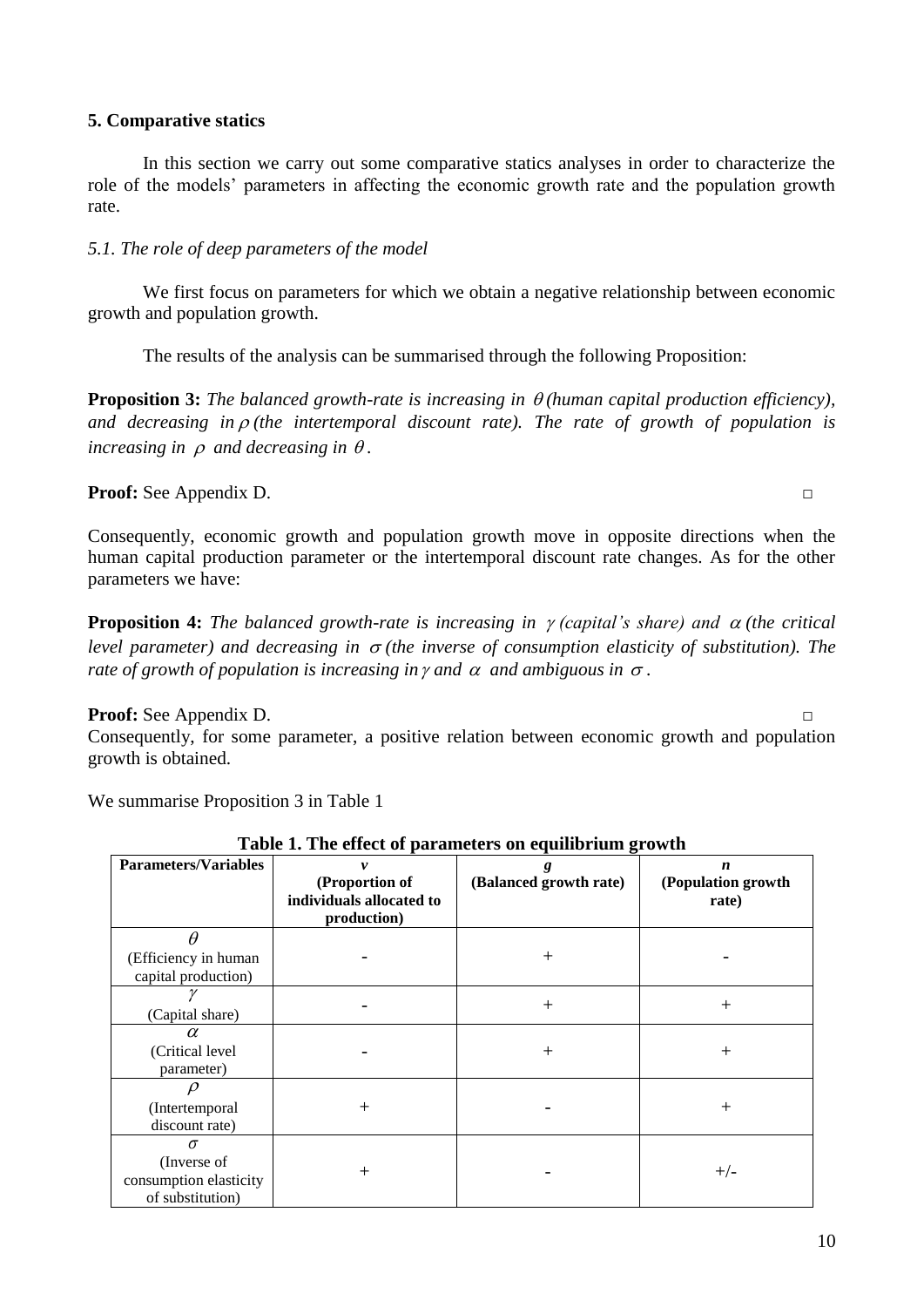## 5. Comparative statics

In this section we carry out some comparative statics analyses in order to characterize the role of the models' parameters in affecting the economic growth rate and the population growth rate.

### *5.1. The role of deep parameters of the model*

We first focus on parameters for which we obtain a negative relationship between economic growth and population growth.

The results of the analysis can be summarised through the following Proposition:

**Proposition 3:** *The balanced growth-rate is increasing in $\theta$ (human capital production efficiency), and decreasing in $\rho$ (the intertemporal discount rate). The rate of growth of population is increasing in $\rho$ and decreasing in $\theta$.*

**Proof:** See Appendix D. □

Consequently, economic growth and population growth move in opposite directions when the human capital production parameter or the intertemporal discount rate changes. As for the other parameters we have:

**Proposition 4:** *The balanced growth-rate is increasing in $\gamma$ (capital's share) and $\alpha$ (the critical level parameter) and decreasing in $\sigma$ (the inverse of consumption elasticity of substitution). The rate of growth of population is increasing in $\gamma$ and $\alpha$ and ambiguous in $\sigma$.*

**Proof:** See Appendix D. □

Consequently, for some parameter, a positive relation between economic growth and population growth is obtained.

We summarise Proposition 3 in Table 1

**Table 1. The effect of parameters on equilibrium growth**

| Parameters/Variables | $v$ (Proportion of individuals allocated to production) | $g$ (Balanced growth rate) | $n$ (Population growth rate) |
|---|---|---|---|
| $\theta$ (Efficiency in human capital production) | - | + | - |
| $\gamma$ (Capital share) | - | + | + |
| $\alpha$ (Critical level parameter) | - | + | + |
| $\rho$ (Intertemporal discount rate) | + | - | + |
| $\sigma$ (Inverse of consumption elasticity of substitution) | + | - | +/- |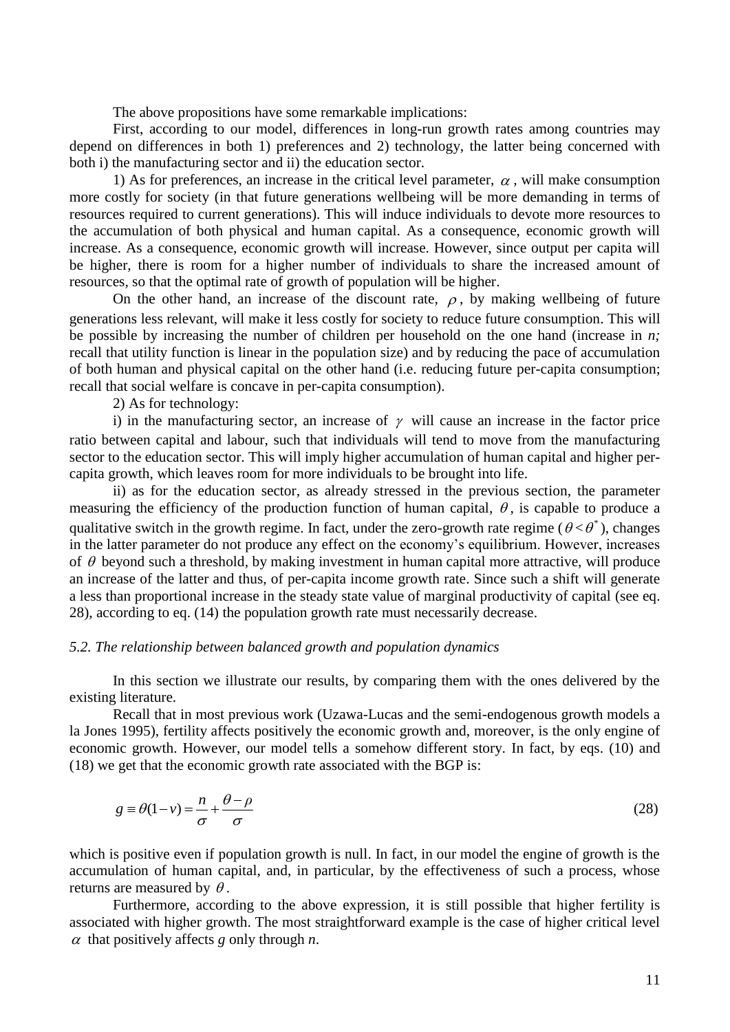The above propositions have some remarkable implications:

First, according to our model, differences in long-run growth rates among countries may depend on differences in both 1) preferences and 2) technology, the latter being concerned with both i) the manufacturing sector and ii) the education sector.

1) As for preferences, an increase in the critical level parameter, $\alpha$, will make consumption more costly for society (in that future generations wellbeing will be more demanding in terms of resources required to current generations). This will induce individuals to devote more resources to the accumulation of both physical and human capital. As a consequence, economic growth will increase. As a consequence, economic growth will increase. However, since output per capita will be higher, there is room for a higher number of individuals to share the increased amount of resources, so that the optimal rate of growth of population will be higher.

On the other hand, an increase of the discount rate, $\rho$, by making wellbeing of future generations less relevant, will make it less costly for society to reduce future consumption. This will be possible by increasing the number of children per household on the one hand (increase in *n;* recall that utility function is linear in the population size) and by reducing the pace of accumulation of both human and physical capital on the other hand (i.e. reducing future per-capita consumption; recall that social welfare is concave in per-capita consumption).

2) As for technology:

i) in the manufacturing sector, an increase of $\gamma$ will cause an increase in the factor price ratio between capital and labour, such that individuals will tend to move from the manufacturing sector to the education sector. This will imply higher accumulation of human capital and higher per-capita growth, which leaves room for more individuals to be brought into life.

ii) as for the education sector, as already stressed in the previous section, the parameter measuring the efficiency of the production function of human capital, $\theta$, is capable to produce a qualitative switch in the growth regime. In fact, under the zero-growth rate regime ($\theta < \theta^*$), changes in the latter parameter do not produce any effect on the economy's equilibrium. However, increases of $\theta$ beyond such a threshold, by making investment in human capital more attractive, will produce an increase of the latter and thus, of per-capita income growth rate. Since such a shift will generate a less than proportional increase in the steady state value of marginal productivity of capital (see eq. 28), according to eq. (14) the population growth rate must necessarily decrease.

### *5.2. The relationship between balanced growth and population dynamics*

In this section we illustrate our results, by comparing them with the ones delivered by the existing literature.

Recall that in most previous work (Uzawa-Lucas and the semi-endogenous growth models a la Jones 1995), fertility affects positively the economic growth and, moreover, is the only engine of economic growth. However, our model tells a somehow different story. In fact, by eqs. (10) and (18) we get that the economic growth rate associated with the BGP is:

$$g \equiv \theta(1-v) = \frac{n}{\sigma} + \frac{\theta - \rho}{\sigma} \tag{28}$$

which is positive even if population growth is null. In fact, in our model the engine of growth is the accumulation of human capital, and, in particular, by the effectiveness of such a process, whose returns are measured by $\theta$.

Furthermore, according to the above expression, it is still possible that higher fertility is associated with higher growth. The most straightforward example is the case of higher critical level $\alpha$ that positively affects *g* only through *n*.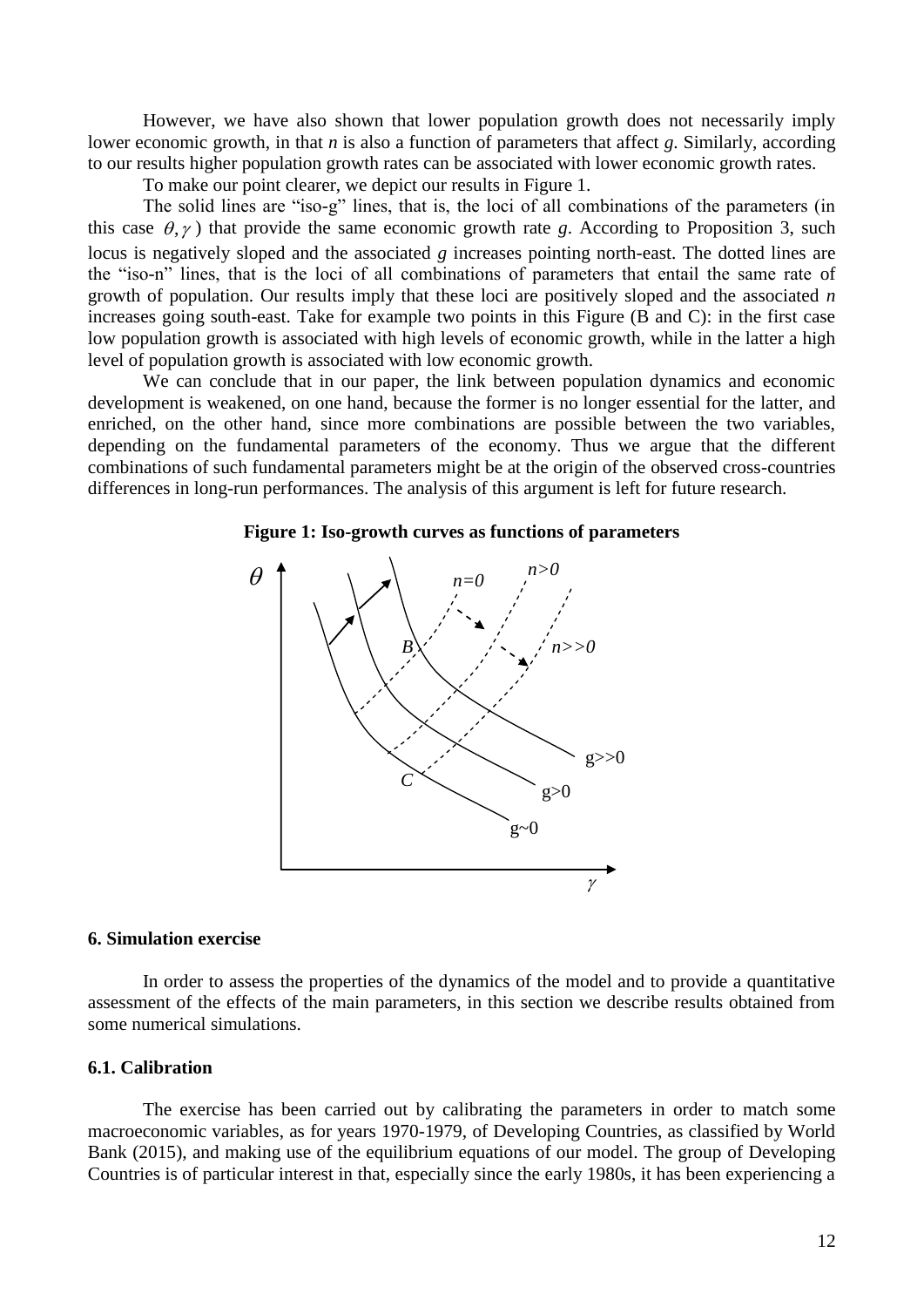However, we have also shown that lower population growth does not necessarily imply lower economic growth, in that *n* is also a function of parameters that affect *g*. Similarly, according to our results higher population growth rates can be associated with lower economic growth rates.

To make our point clearer, we depict our results in Figure 1.

The solid lines are "iso-g" lines, that is, the loci of all combinations of the parameters (in this case $\theta, \gamma$) that provide the same economic growth rate *g*. According to Proposition 3, such locus is negatively sloped and the associated *g* increases pointing north-east. The dotted lines are the "iso-n" lines, that is the loci of all combinations of parameters that entail the same rate of growth of population. Our results imply that these loci are positively sloped and the associated *n* increases going south-east. Take for example two points in this Figure (B and C): in the first case low population growth is associated with high levels of economic growth, while in the latter a high level of population growth is associated with low economic growth.

We can conclude that in our paper, the link between population dynamics and economic development is weakened, on one hand, because the former is no longer essential for the latter, and enriched, on the other hand, since more combinations are possible between the two variables, depending on the fundamental parameters of the economy. Thus we argue that the different combinations of such fundamental parameters might be at the origin of the observed cross-countries differences in long-run performances. The analysis of this argument is left for future research.

**Figure 1: Iso-growth curves as functions of parameters**

## 6. Simulation exercise

In order to assess the properties of the dynamics of the model and to provide a quantitative assessment of the effects of the main parameters, in this section we describe results obtained from some numerical simulations.

### 6.1. Calibration

The exercise has been carried out by calibrating the parameters in order to match some macroeconomic variables, as for years 1970-1979, of Developing Countries, as classified by World Bank (2015), and making use of the equilibrium equations of our model. The group of Developing Countries is of particular interest in that, especially since the early 1980s, it has been experiencing a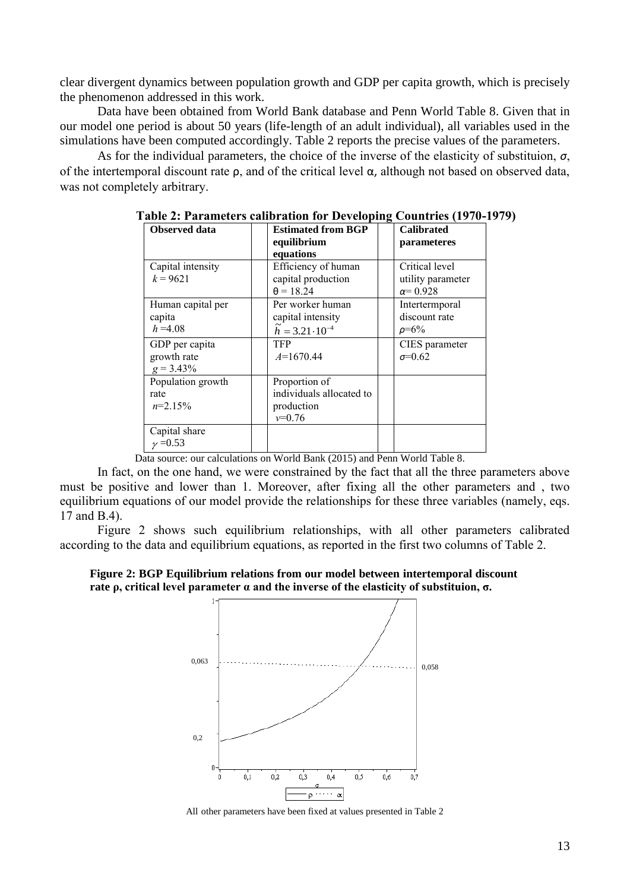clear divergent dynamics between population growth and GDP per capita growth, which is precisely the phenomenon addressed in this work.

Data have been obtained from World Bank database and Penn World Table 8. Given that in our model one period is about 50 years (life-length of an adult individual), all variables used in the simulations have been computed accordingly. Table 2 reports the precise values of the parameters.

As for the individual parameters, the choice of the inverse of the elasticity of substituion, $\sigma$, of the intertemporal discount rate $\rho$, and of the critical level $\alpha$, although not based on observed data, was not completely arbitrary.

**Table 2: Parameters calibration for Developing Countries (1970-1979)**

| Observed data | | Estimated from BGP equilibrium equations | | Calibrated parameteres |
|---|---|---|---|---|
| Capital intensity $k = 9621$ | | Efficiency of human capital production $\theta = 18.24$ | | Critical level utility parameter $\alpha= 0.928$ |
| Human capital per capita $h = 4.08$ | | Per worker human capital intensity $\tilde{h} = 3.21 \cdot 10^{-4}$ | | Intertermporal discount rate $\rho$=6% |
| GDP per capita growth rate $g = 3.43\%$ | | TFP $A$=1670.44 | | CIES parameter $\sigma$=0.62 |
| Population growth rate $n$=2.15% | | Proportion of individuals allocated to production $v$=0.76 | | |
| Capital share $\gamma$ =0.53 | | | | |

Data source: our calculations on World Bank (2015) and Penn World Table 8.

In fact, on the one hand, we were constrained by the fact that all the three parameters above must be positive and lower than 1. Moreover, after fixing all the other parameters and , two equilibrium equations of our model provide the relationships for these three variables (namely, eqs. 17 and B.4).

Figure 2 shows such equilibrium relationships, with all other parameters calibrated according to the data and equilibrium equations, as reported in the first two columns of Table 2.

**Figure 2: BGP Equilibrium relations from our model between intertemporal discount rate ρ, critical level parameter α and the inverse of the elasticity of substituion, σ.**

All other parameters have been fixed at values presented in Table 2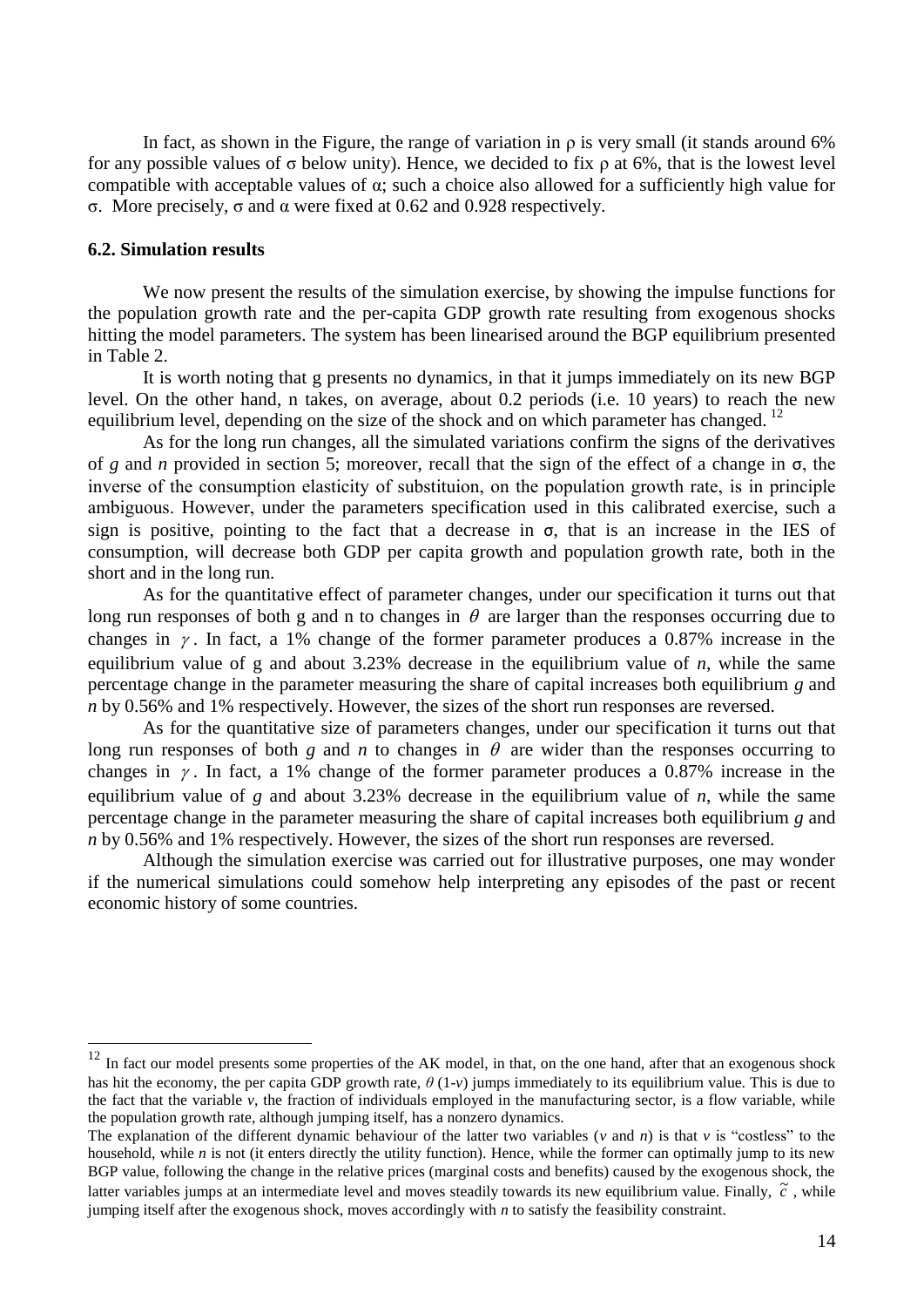In fact, as shown in the Figure, the range of variation in $\rho$ is very small (it stands around 6% for any possible values of $\sigma$ below unity). Hence, we decided to fix $\rho$ at 6%, that is the lowest level compatible with acceptable values of $\alpha$; such a choice also allowed for a sufficiently high value for $\sigma$. More precisely, $\sigma$ and $\alpha$ were fixed at 0.62 and 0.928 respectively.

### 6.2. Simulation results

We now present the results of the simulation exercise, by showing the impulse functions for the population growth rate and the per-capita GDP growth rate resulting from exogenous shocks hitting the model parameters. The system has been linearised around the BGP equilibrium presented in Table 2.

It is worth noting that g presents no dynamics, in that it jumps immediately on its new BGP level. On the other hand, n takes, on average, about 0.2 periods (i.e. 10 years) to reach the new equilibrium level, depending on the size of the shock and on which parameter has changed. [12]

As for the long run changes, all the simulated variations confirm the signs of the derivatives of $g$ and $n$ provided in section 5; moreover, recall that the sign of the effect of a change in $\sigma$, the inverse of the consumption elasticity of substituion, on the population growth rate, is in principle ambiguous. However, under the parameters specification used in this calibrated exercise, such a sign is positive, pointing to the fact that a decrease in $\sigma$, that is an increase in the IES of consumption, will decrease both GDP per capita growth and population growth rate, both in the short and in the long run.

As for the quantitative effect of parameter changes, under our specification it turns out that long run responses of both g and n to changes in $\theta$ are larger than the responses occurring due to changes in $\gamma$. In fact, a 1% change of the former parameter produces a 0.87% increase in the equilibrium value of g and about 3.23% decrease in the equilibrium value of $n$, while the same percentage change in the parameter measuring the share of capital increases both equilibrium $g$ and $n$ by 0.56% and 1% respectively. However, the sizes of the short run responses are reversed.

As for the quantitative size of parameters changes, under our specification it turns out that long run responses of both $g$ and $n$ to changes in $\theta$ are wider than the responses occurring to changes in $\gamma$. In fact, a 1% change of the former parameter produces a 0.87% increase in the equilibrium value of $g$ and about 3.23% decrease in the equilibrium value of $n$, while the same percentage change in the parameter measuring the share of capital increases both equilibrium $g$ and $n$ by 0.56% and 1% respectively. However, the sizes of the short run responses are reversed.

Although the simulation exercise was carried out for illustrative purposes, one may wonder if the numerical simulations could somehow help interpreting any episodes of the past or recent economic history of some countries.

---

[12] In fact our model presents some properties of the AK model, in that, on the one hand, after that an exogenous shock has hit the economy, the per capita GDP growth rate, $\theta(1\text{-}v)$ jumps immediately to its equilibrium value. This is due to the fact that the variable $v$, the fraction of individuals employed in the manufacturing sector, is a flow variable, while the population growth rate, although jumping itself, has a nonzero dynamics.

The explanation of the different dynamic behaviour of the latter two variables ($v$ and $n$) is that $v$ is "costless" to the household, while $n$ is not (it enters directly the utility function). Hence, while the former can optimally jump to its new BGP value, following the change in the relative prices (marginal costs and benefits) caused by the exogenous shock, the latter variables jumps at an intermediate level and moves steadily towards its new equilibrium value. Finally, $\tilde{c}$, while jumping itself after the exogenous shock, moves accordingly with $n$ to satisfy the feasibility constraint.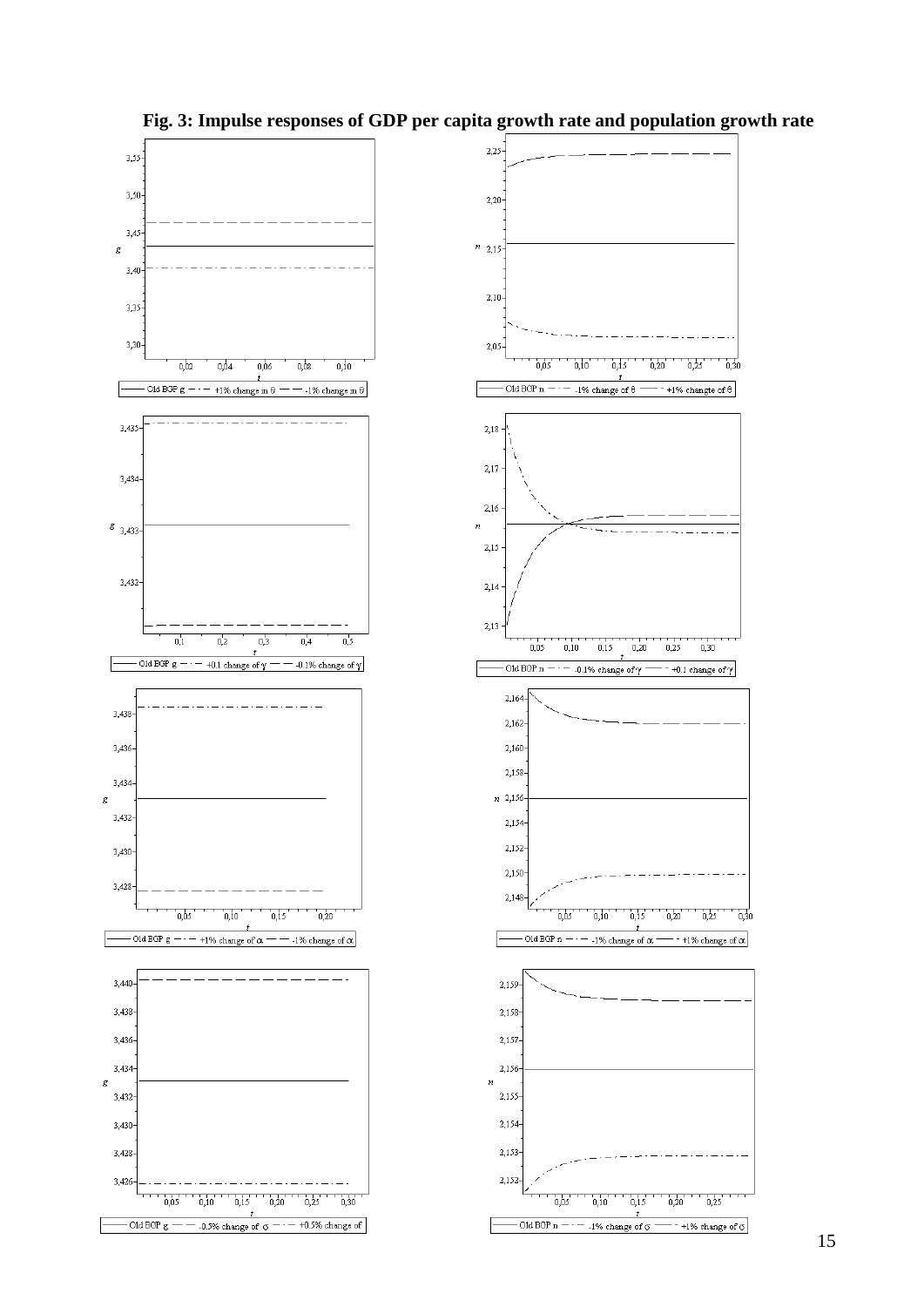**Fig. 3: Impulse responses of GDP per capita growth rate and population growth rate**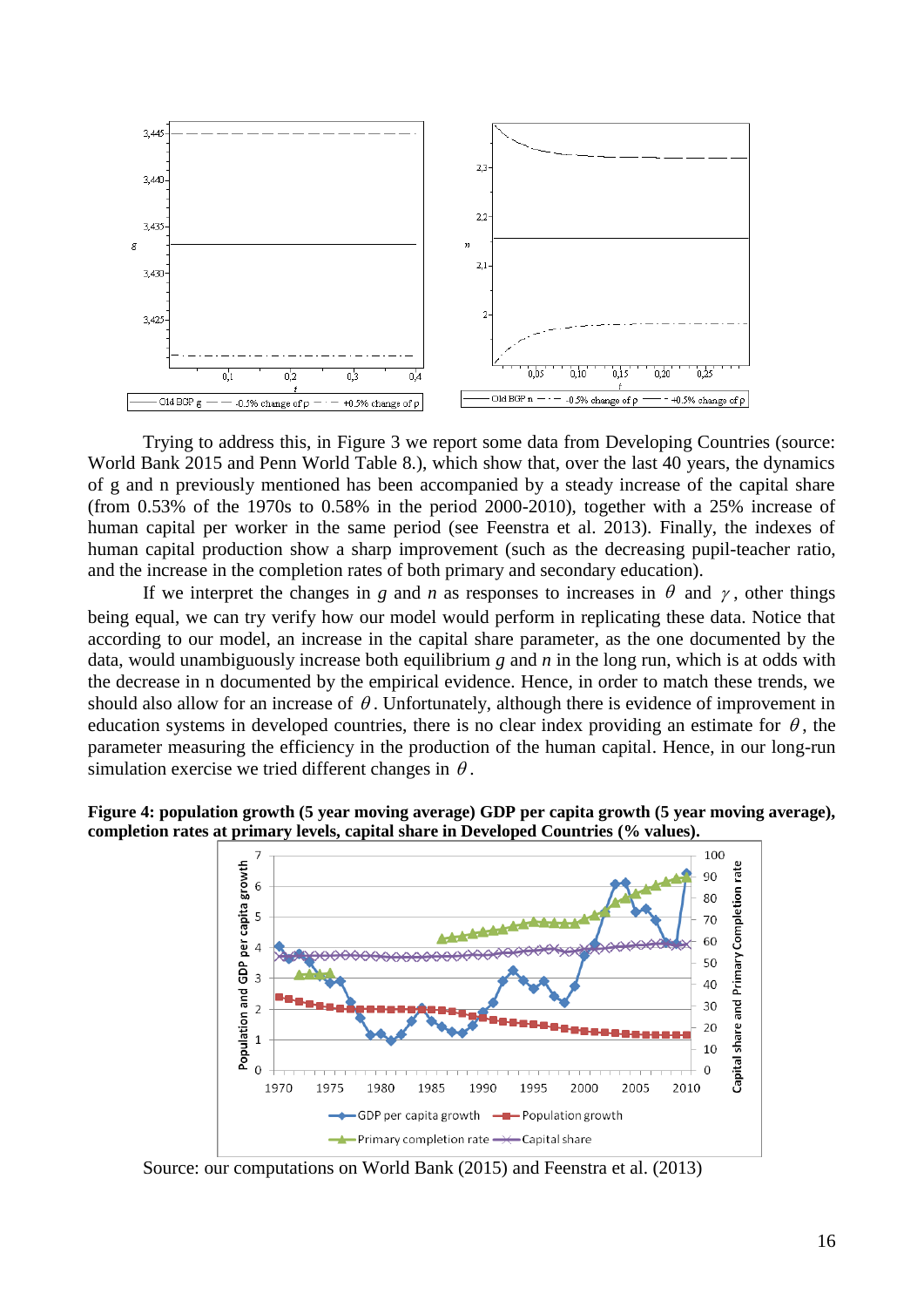Trying to address this, in Figure 3 we report some data from Developing Countries (source: World Bank 2015 and Penn World Table 8.), which show that, over the last 40 years, the dynamics of g and n previously mentioned has been accompanied by a steady increase of the capital share (from 0.53% of the 1970s to 0.58% in the period 2000-2010), together with a 25% increase of human capital per worker in the same period (see Feenstra et al. 2013). Finally, the indexes of human capital production show a sharp improvement (such as the decreasing pupil-teacher ratio, and the increase in the completion rates of both primary and secondary education).

If we interpret the changes in $g$ and $n$ as responses to increases in $\theta$ and $\gamma$, other things being equal, we can try verify how our model would perform in replicating these data. Notice that according to our model, an increase in the capital share parameter, as the one documented by the data, would unambiguously increase both equilibrium $g$ and $n$ in the long run, which is at odds with the decrease in n documented by the empirical evidence. Hence, in order to match these trends, we should also allow for an increase of $\theta$. Unfortunately, although there is evidence of improvement in education systems in developed countries, there is no clear index providing an estimate for $\theta$, the parameter measuring the efficiency in the production of the human capital. Hence, in our long-run simulation exercise we tried different changes in $\theta$.

**Figure 4: population growth (5 year moving average) GDP per capita growth (5 year moving average), completion rates at primary levels, capital share in Developed Countries (% values).**

Source: our computations on World Bank (2015) and Feenstra et al. (2013)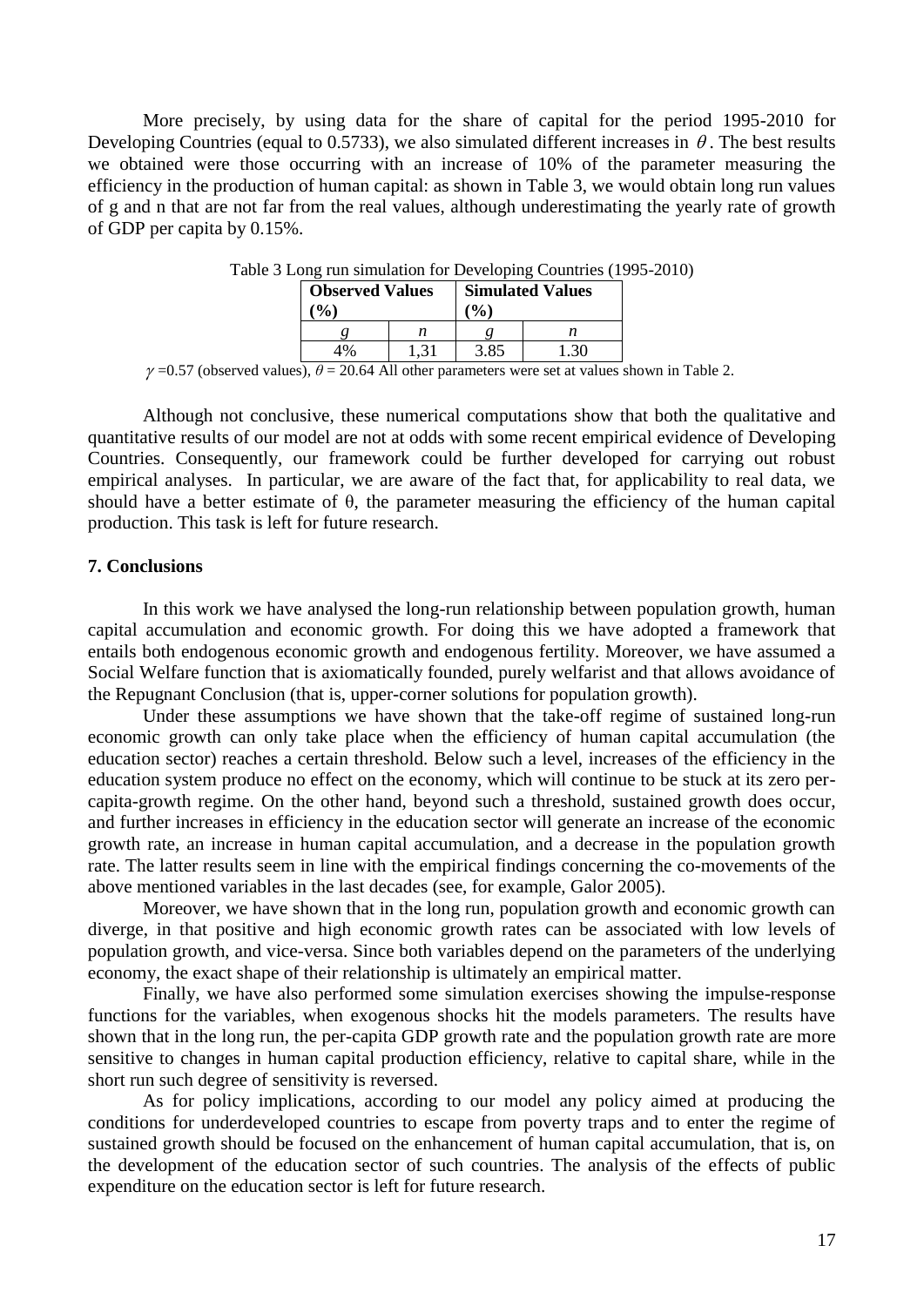More precisely, by using data for the share of capital for the period 1995-2010 for Developing Countries (equal to 0.5733), we also simulated different increases in $\theta$. The best results we obtained were those occurring with an increase of 10% of the parameter measuring the efficiency in the production of human capital: as shown in Table 3, we would obtain long run values of g and n that are not far from the real values, although underestimating the yearly rate of growth of GDP per capita by 0.15%.

Table 3 Long run simulation for Developing Countries (1995-2010)

| Observed Values (%) | | Simulated Values (%) | |
|---|---|---|---|
| $g$ | $n$ | $g$ | $n$ |
| 4% | 1,31 | 3.85 | 1.30 |

$\gamma$ =0.57 (observed values), $\theta$ = 20.64 All other parameters were set at values shown in Table 2.

Although not conclusive, these numerical computations show that both the qualitative and quantitative results of our model are not at odds with some recent empirical evidence of Developing Countries. Consequently, our framework could be further developed for carrying out robust empirical analyses. In particular, we are aware of the fact that, for applicability to real data, we should have a better estimate of θ, the parameter measuring the efficiency of the human capital production. This task is left for future research.

## 7. Conclusions

In this work we have analysed the long-run relationship between population growth, human capital accumulation and economic growth. For doing this we have adopted a framework that entails both endogenous economic growth and endogenous fertility. Moreover, we have assumed a Social Welfare function that is axiomatically founded, purely welfarist and that allows avoidance of the Repugnant Conclusion (that is, upper-corner solutions for population growth).

Under these assumptions we have shown that the take-off regime of sustained long-run economic growth can only take place when the efficiency of human capital accumulation (the education sector) reaches a certain threshold. Below such a level, increases of the efficiency in the education system produce no effect on the economy, which will continue to be stuck at its zero per-capita-growth regime. On the other hand, beyond such a threshold, sustained growth does occur, and further increases in efficiency in the education sector will generate an increase of the economic growth rate, an increase in human capital accumulation, and a decrease in the population growth rate. The latter results seem in line with the empirical findings concerning the co-movements of the above mentioned variables in the last decades (see, for example, Galor 2005).

Moreover, we have shown that in the long run, population growth and economic growth can diverge, in that positive and high economic growth rates can be associated with low levels of population growth, and vice-versa. Since both variables depend on the parameters of the underlying economy, the exact shape of their relationship is ultimately an empirical matter.

Finally, we have also performed some simulation exercises showing the impulse-response functions for the variables, when exogenous shocks hit the models parameters. The results have shown that in the long run, the per-capita GDP growth rate and the population growth rate are more sensitive to changes in human capital production efficiency, relative to capital share, while in the short run such degree of sensitivity is reversed.

As for policy implications, according to our model any policy aimed at producing the conditions for underdeveloped countries to escape from poverty traps and to enter the regime of sustained growth should be focused on the enhancement of human capital accumulation, that is, on the development of the education sector of such countries. The analysis of the effects of public expenditure on the education sector is left for future research.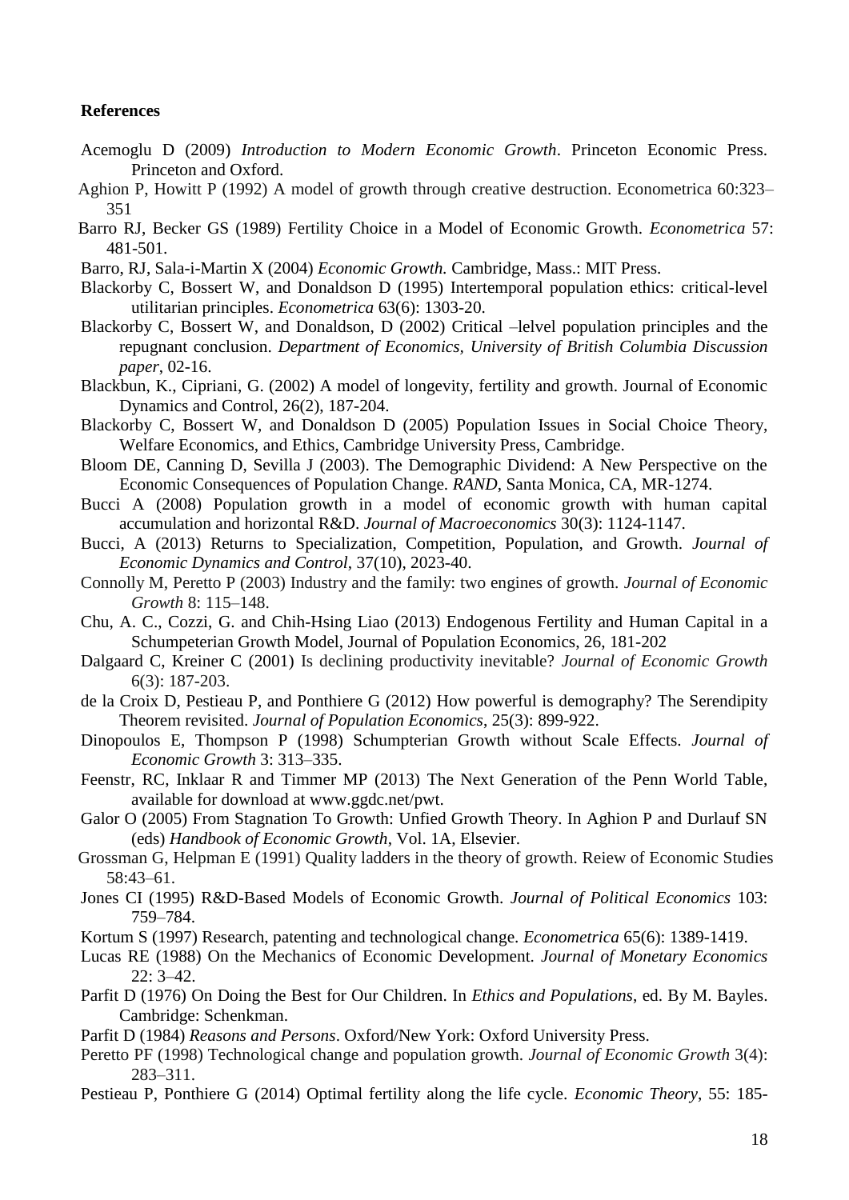**References**

Acemoglu D (2009) *Introduction to Modern Economic Growth*. Princeton Economic Press. Princeton and Oxford.

Aghion P, Howitt P (1992) A model of growth through creative destruction. Econometrica 60:323–351

Barro RJ, Becker GS (1989) Fertility Choice in a Model of Economic Growth. *Econometrica* 57: 481-501.

Barro, RJ, Sala-i-Martin X (2004) *Economic Growth*. Cambridge, Mass.: MIT Press.

Blackorby C, Bossert W, and Donaldson D (1995) Intertemporal population ethics: critical-level utilitarian principles. *Econometrica* 63(6): 1303-20.

Blackorby C, Bossert W, and Donaldson, D (2002) Critical –lelvel population principles and the repugnant conclusion. *Department of Economics, University of British Columbia Discussion paper*, 02-16.

Blackbun, K., Cipriani, G. (2002) A model of longevity, fertility and growth. Journal of Economic Dynamics and Control, 26(2), 187-204.

Blackorby C, Bossert W, and Donaldson D (2005) Population Issues in Social Choice Theory, Welfare Economics, and Ethics, Cambridge University Press, Cambridge.

Bloom DE, Canning D, Sevilla J (2003). The Demographic Dividend: A New Perspective on the Economic Consequences of Population Change. *RAND*, Santa Monica, CA, MR-1274.

Bucci A (2008) Population growth in a model of economic growth with human capital accumulation and horizontal R&D. *Journal of Macroeconomics* 30(3): 1124-1147.

Bucci, A (2013) Returns to Specialization, Competition, Population, and Growth. *Journal of Economic Dynamics and Control*, 37(10), 2023-40.

Connolly M, Peretto P (2003) Industry and the family: two engines of growth. *Journal of Economic Growth* 8: 115–148.

Chu, A. C., Cozzi, G. and Chih-Hsing Liao (2013) Endogenous Fertility and Human Capital in a Schumpeterian Growth Model, Journal of Population Economics, 26, 181-202

Dalgaard C, Kreiner C (2001) Is declining productivity inevitable? *Journal of Economic Growth* 6(3): 187-203.

de la Croix D, Pestieau P, and Ponthiere G (2012) How powerful is demography? The Serendipity Theorem revisited. *Journal of Population Economics*, 25(3): 899-922.

Dinopoulos E, Thompson P (1998) Schumpterian Growth without Scale Effects. *Journal of Economic Growth* 3: 313–335.

Feenstr, RC, Inklaar R and Timmer MP (2013) The Next Generation of the Penn World Table, available for download at www.ggdc.net/pwt.

Galor O (2005) From Stagnation To Growth: Unfied Growth Theory. In Aghion P and Durlauf SN (eds) *Handbook of Economic Growth*, Vol. 1A, Elsevier.

Grossman G, Helpman E (1991) Quality ladders in the theory of growth. Reiew of Economic Studies 58:43–61.

Jones CI (1995) R&D-Based Models of Economic Growth. *Journal of Political Economics* 103: 759–784.

Kortum S (1997) Research, patenting and technological change. *Econometrica* 65(6): 1389-1419.

Lucas RE (1988) On the Mechanics of Economic Development. *Journal of Monetary Economics* 22: 3–42.

Parfit D (1976) On Doing the Best for Our Children. In *Ethics and Populations*, ed. By M. Bayles. Cambridge: Schenkman.

Parfit D (1984) *Reasons and Persons*. Oxford/New York: Oxford University Press.

Peretto PF (1998) Technological change and population growth. *Journal of Economic Growth* 3(4): 283–311.

Pestieau P, Ponthiere G (2014) Optimal fertility along the life cycle. *Economic Theory*, 55: 185-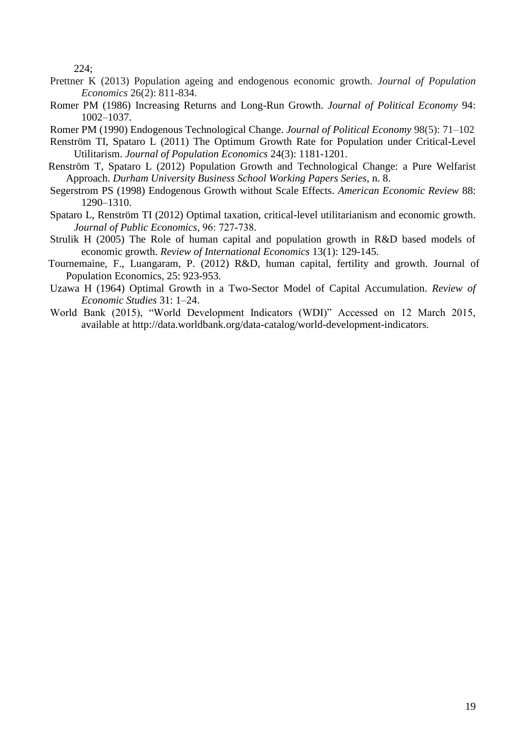224;

Prettner K (2013) Population ageing and endogenous economic growth. *Journal of Population Economics* 26(2): 811-834.

Romer PM (1986) Increasing Returns and Long-Run Growth. *Journal of Political Economy* 94: 1002–1037.

Romer PM (1990) Endogenous Technological Change. *Journal of Political Economy* 98(5): 71–102

Renström TI, Spataro L (2011) The Optimum Growth Rate for Population under Critical-Level Utilitarism. *Journal of Population Economics* 24(3): 1181-1201.

Renström T, Spataro L (2012) Population Growth and Technological Change: a Pure Welfarist Approach. *Durham University Business School Working Papers Series*, n. 8.

Segerstrom PS (1998) Endogenous Growth without Scale Effects. *American Economic Review* 88: 1290–1310.

Spataro L, Renström TI (2012) Optimal taxation, critical-level utilitarianism and economic growth. *Journal of Public Economics*, 96: 727-738.

Strulik H (2005) The Role of human capital and population growth in R&D based models of economic growth. *Review of International Economics* 13(1): 129-145.

Tournemaine, F., Luangaram, P. (2012) R&D, human capital, fertility and growth. Journal of Population Economics, 25: 923-953.

Uzawa H (1964) Optimal Growth in a Two-Sector Model of Capital Accumulation. *Review of Economic Studies* 31: 1–24.

World Bank (2015), "World Development Indicators (WDI)" Accessed on 12 March 2015, available at http://data.worldbank.org/data-catalog/world-development-indicators.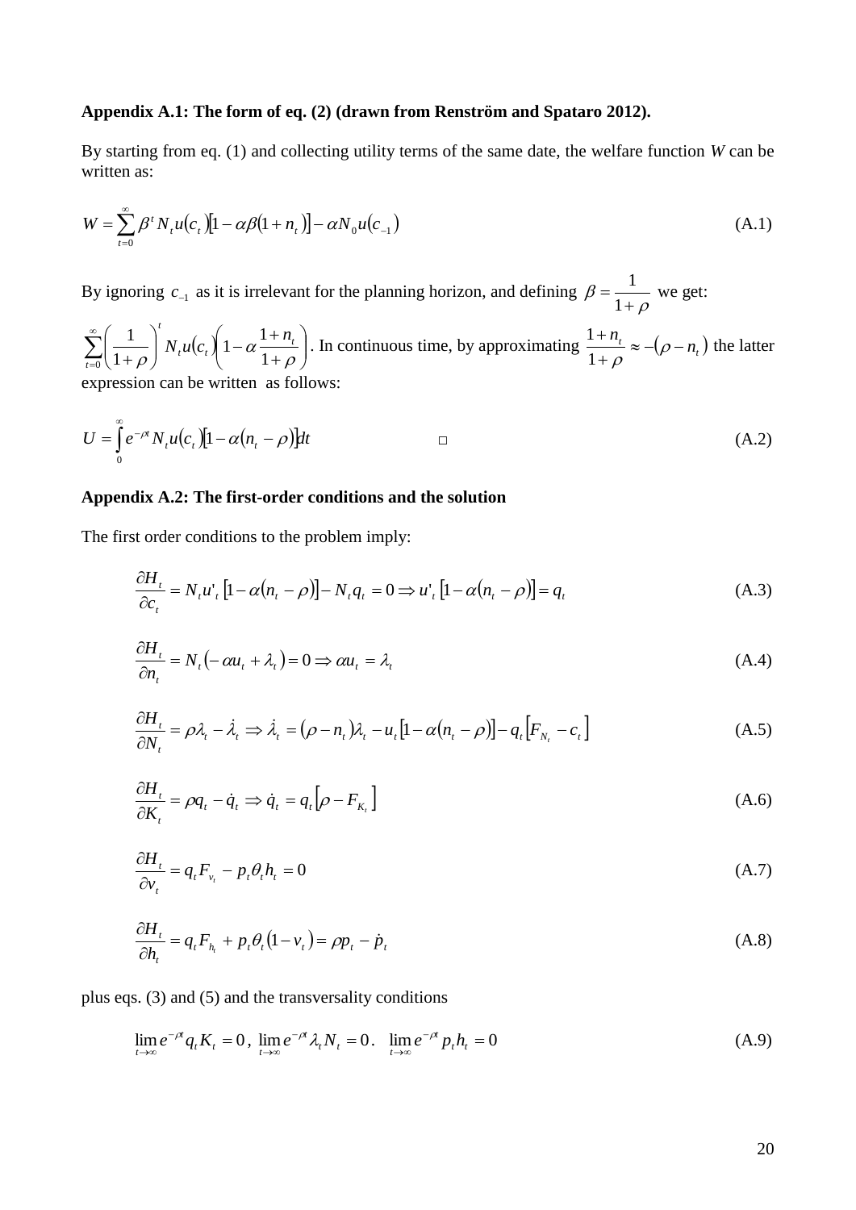**Appendix A.1: The form of eq. (2) (drawn from Renström and Spataro 2012).**

By starting from eq. (1) and collecting utility terms of the same date, the welfare function $W$ can be written as:

$$W = \sum_{t=0}^{\infty} \beta^t N_t u(c_t)[1 - \alpha\beta(1 + n_t)] - \alpha N_0 u(c_{-1}) \tag{A.1}$$

By ignoring $c_{-1}$ as it is irrelevant for the planning horizon, and defining $\beta = \frac{1}{1+\rho}$ we get: $\sum_{t=0}^{\infty} \left(\frac{1}{1+\rho}\right)^t N_t u(c_t)\left(1 - \alpha \frac{1+n_t}{1+\rho}\right)$. In continuous time, by approximating $\frac{1+n_t}{1+\rho} \approx -(\rho - n_t)$ the latter expression can be written as follows:

$$U = \int_0^{\infty} e^{-\rho t} N_t u(c_t)[1 - \alpha(n_t - \rho)]dt \qquad \square \tag{A.2}$$

**Appendix A.2: The first-order conditions and the solution**

The first order conditions to the problem imply:

$$\frac{\partial H_t}{\partial c_t} = N_t u'_t [1 - \alpha(n_t - \rho)] - N_t q_t = 0 \Rightarrow u'_t [1 - \alpha(n_t - \rho)] = q_t \tag{A.3}$$

$$\frac{\partial H_t}{\partial n_t} = N_t(-\alpha u_t + \lambda_t) = 0 \Rightarrow \alpha u_t = \lambda_t \tag{A.4}$$

$$\frac{\partial H_t}{\partial N_t} = \rho\lambda_t - \dot{\lambda}_t \Rightarrow \dot{\lambda}_t = (\rho - n_t)\lambda_t - u_t[1 - \alpha(n_t - \rho)] - q_t[F_{N_t} - c_t] \tag{A.5}$$

$$\frac{\partial H_t}{\partial K_t} = \rho q_t - \dot{q}_t \Rightarrow \dot{q}_t = q_t[\rho - F_{K_t}] \tag{A.6}$$

$$\frac{\partial H_t}{\partial v_t} = q_t F_{v_t} - p_t \theta_t h_t = 0 \tag{A.7}$$

$$\frac{\partial H_t}{\partial h_t} = q_t F_{h_t} + p_t \theta_t (1 - v_t) = \rho p_t - \dot{p}_t \tag{A.8}$$

plus eqs. (3) and (5) and the transversality conditions

$$\lim_{t\to\infty} e^{-\rho t} q_t K_t = 0, \; \lim_{t\to\infty} e^{-\rho t} \lambda_t N_t = 0. \; \lim_{t\to\infty} e^{-\rho t} p_t h_t = 0 \tag{A.9}$$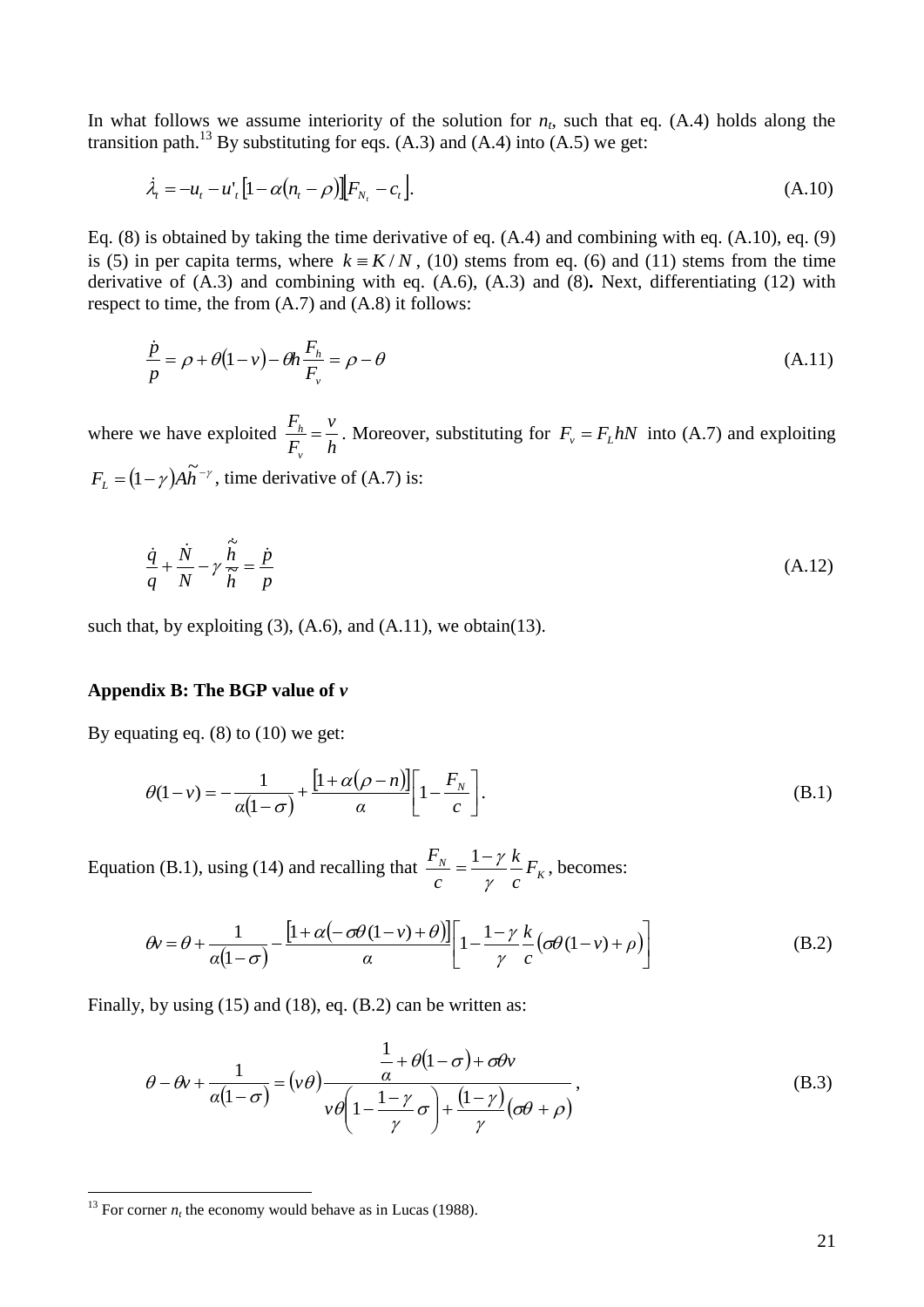In what follows we assume interiority of the solution for $n_t$, such that eq. (A.4) holds along the transition path.[13] By substituting for eqs. (A.3) and (A.4) into (A.5) we get:

$$\dot{\lambda}_t = -u_t - u'_t \left[1 - \alpha\left(n_t - \rho\right)\right]\left[F_{N_t} - c_t\right]. \tag{A.10}$$

Eq. (8) is obtained by taking the time derivative of eq. (A.4) and combining with eq. (A.10), eq. (9) is (5) in per capita terms, where $k \equiv K / N$, (10) stems from eq. (6) and (11) stems from the time derivative of (A.3) and combining with eq. (A.6), (A.3) and (8)**.** Next, differentiating (12) with respect to time, the from (A.7) and (A.8) it follows:

$$\frac{\dot{p}}{p} = \rho + \theta\left(1 - v\right) - \theta h \frac{F_h}{F_v} = \rho - \theta \tag{A.11}$$

where we have exploited $\frac{F_h}{F_v} = \frac{v}{h}$. Moreover, substituting for $F_v = F_L hN$ into (A.7) and exploiting $F_L = \left(1 - \gamma\right) A\tilde{h}^{-\gamma}$, time derivative of (A.7) is:

$$\frac{\dot{q}}{q} + \frac{\dot{N}}{N} - \gamma \frac{\dot{\tilde{h}}}{\tilde{h}} = \frac{\dot{p}}{p} \tag{A.12}$$

such that, by exploiting (3), (A.6), and (A.11), we obtain(13).

## Appendix B: The BGP value of *v*

By equating eq. (8) to (10) we get:

$$\theta(1 - v) = -\frac{1}{\alpha\left(1 - \sigma\right)} + \frac{\left[1 + \alpha\left(\rho - n\right)\right]}{\alpha}\left[1 - \frac{F_N}{c}\right]. \tag{B.1}$$

Equation (B.1), using (14) and recalling that $\frac{F_N}{c} = \frac{1 - \gamma}{\gamma}\frac{k}{c}F_K$, becomes:

$$\theta v = \theta + \frac{1}{\alpha\left(1 - \sigma\right)} - \frac{\left[1 + \alpha\left(-\sigma\theta(1 - v) + \theta\right)\right]}{\alpha}\left[1 - \frac{1 - \gamma}{\gamma}\frac{k}{c}\left(\sigma\theta(1 - v) + \rho\right)\right] \tag{B.2}$$

Finally, by using (15) and (18), eq. (B.2) can be written as:

$$\theta - \theta v + \frac{1}{\alpha\left(1 - \sigma\right)} = \left(v\theta\right)\frac{\frac{1}{\alpha} + \theta\left(1 - \sigma\right) + \sigma\theta v}{v\theta\left(1 - \frac{1 - \gamma}{\gamma}\sigma\right) + \frac{\left(1 - \gamma\right)}{\gamma}\left(\sigma\theta + \rho\right)}, \tag{B.3}$$

[13] For corner $n_t$ the economy would behave as in Lucas (1988).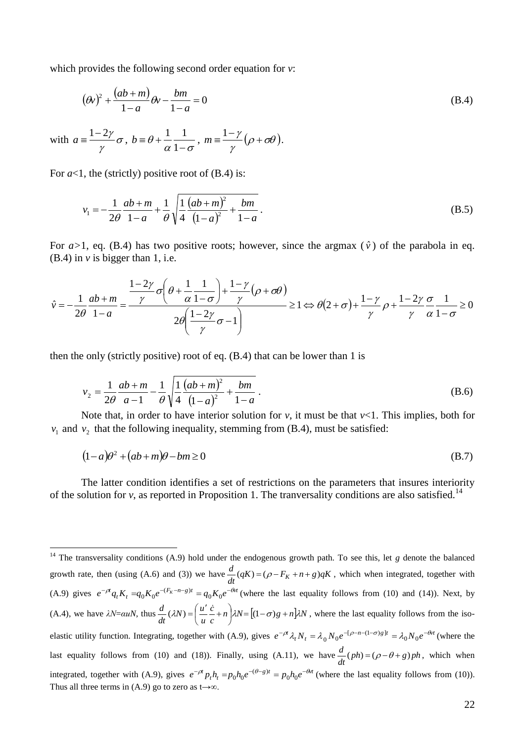which provides the following second order equation for $v$:

$$(\theta v)^2 + \frac{(ab+m)}{1-a}\theta v - \frac{bm}{1-a} = 0 \tag{B.4}$$

with $a \equiv \frac{1-2\gamma}{\gamma}\sigma$, $b \equiv \theta + \frac{1}{\alpha}\frac{1}{1-\sigma}$, $m \equiv \frac{1-\gamma}{\gamma}(\rho + \sigma\theta)$.

For $a$<1, the (strictly) positive root of (B.4) is:

$$v_1 = -\frac{1}{2\theta}\frac{ab+m}{1-a} + \frac{1}{\theta}\sqrt{\frac{1}{4}\frac{(ab+m)^2}{(1-a)^2} + \frac{bm}{1-a}}. \tag{B.5}$$

For $a$>1, eq. (B.4) has two positive roots; however, since the argmax ($\hat{v}$) of the parabola in eq. (B.4) in $v$ is bigger than 1, i.e.

$$\hat{v} = -\frac{1}{2\theta}\frac{ab+m}{1-a} = \frac{\frac{1-2\gamma}{\gamma}\sigma\left(\theta + \frac{1}{\alpha}\frac{1}{1-\sigma}\right) + \frac{1-\gamma}{\gamma}(\rho + \sigma\theta)}{2\theta\left(\frac{1-2\gamma}{\gamma}\sigma - 1\right)} \geq 1 \Leftrightarrow \theta(2+\sigma) + \frac{1-\gamma}{\gamma}\rho + \frac{1-2\gamma}{\gamma}\frac{\sigma}{\alpha}\frac{1}{1-\sigma} \geq 0$$

then the only (strictly positive) root of eq. (B.4) that can be lower than 1 is

$$v_2 = \frac{1}{2\theta}\frac{ab+m}{a-1} - \frac{1}{\theta}\sqrt{\frac{1}{4}\frac{(ab+m)^2}{(1-a)^2} + \frac{bm}{1-a}}. \tag{B.6}$$

Note that, in order to have interior solution for $v$, it must be that $v$<1. This implies, both for $v_1$ and $v_2$ that the following inequality, stemming from (B.4), must be satisfied:

$$(1-a)\theta^2 + (ab+m)\theta - bm \geq 0 \tag{B.7}$$

The latter condition identifies a set of restrictions on the parameters that insures interiority of the solution for $v$, as reported in Proposition 1. The tranversality conditions are also satisfied.[14]

---

[14] The transversality conditions (A.9) hold under the endogenous growth path. To see this, let $g$ denote the balanced growth rate, then (using (A.6) and (3)) we have $\frac{d}{dt}(qK) = (\rho - F_K + n + g)qK$, which when integrated, together with (A.9) gives $e^{-\rho t}q_t K_t = q_0 K_0 e^{-(F_K - n - g)t} = q_0 K_0 e^{-\theta v t}$ (where the last equality follows from (10) and (14)). Next, by (A.4), we have $\lambda N = \alpha u N$, thus $\frac{d}{dt}(\lambda N) = \left(\frac{u'}{u}\frac{\dot{c}}{c} + n\right)\lambda N = [(1-\sigma)g + n]\lambda N$, where the last equality follows from the iso-elastic utility function. Integrating, together with (A.9), gives $e^{-\rho t}\lambda_t N_t = \lambda_0 N_0 e^{-[\rho - n - (1-\sigma)g]t} = \lambda_0 N_0 e^{-\theta v t}$ (where the last equality follows from (10) and (18)). Finally, using (A.11), we have $\frac{d}{dt}(ph) = (\rho - \theta + g)ph$, which when integrated, together with (A.9), gives $e^{-\rho t}p_t h_t = p_0 h_0 e^{-(\theta - g)t} = p_0 h_0 e^{-\theta v t}$ (where the last equality follows from (10)). Thus all three terms in (A.9) go to zero as t→∞.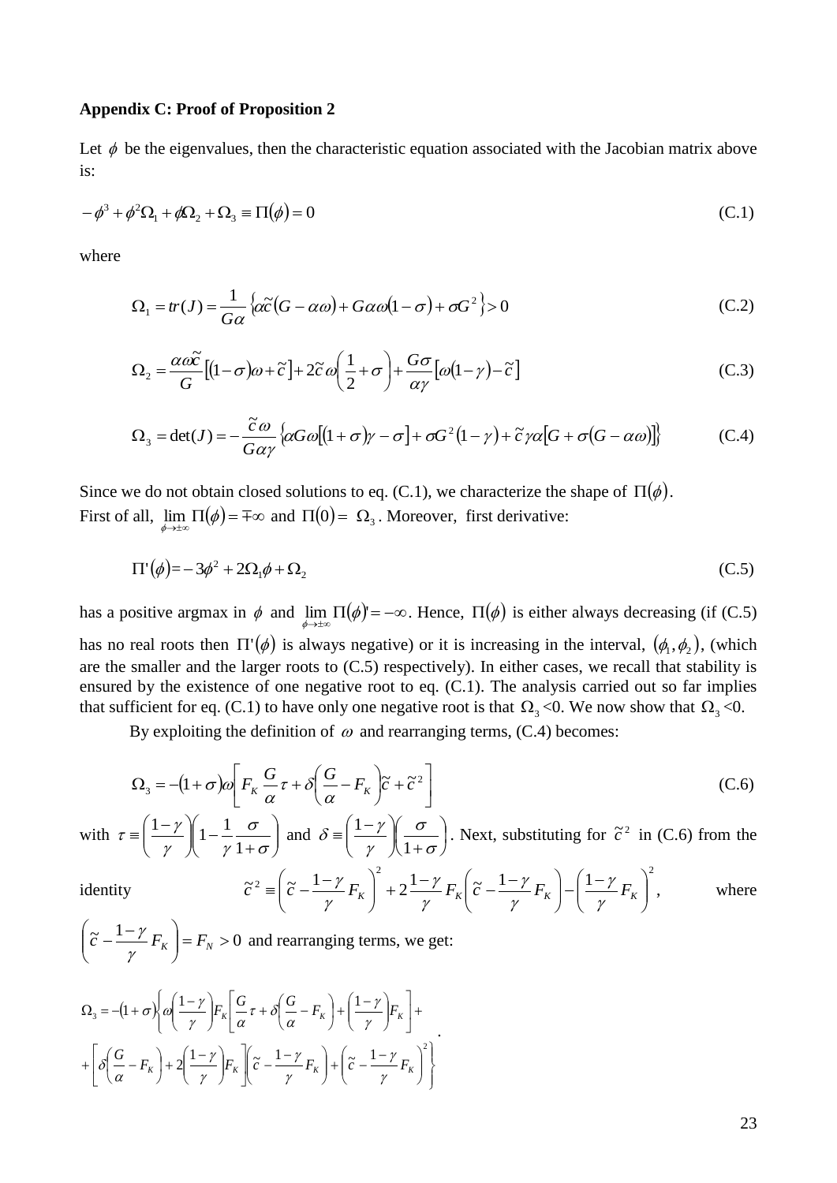**Appendix C: Proof of Proposition 2**

Let $\phi$ be the eigenvalues, then the characteristic equation associated with the Jacobian matrix above is:

$$-\phi^3 + \phi^2\Omega_1 + \phi\Omega_2 + \Omega_3 \equiv \Pi(\phi) = 0 \tag{C.1}$$

where

$$\Omega_1 = tr(J) = \frac{1}{G\alpha}\left\{\alpha\tilde{c}(G - \alpha\omega) + G\alpha\omega(1-\sigma) + \sigma G^2\right\} > 0 \tag{C.2}$$

$$\Omega_2 = \frac{\alpha\omega\tilde{c}}{G}\left[(1-\sigma)\omega + \tilde{c}\right] + 2\tilde{c}\omega\left(\frac{1}{2} + \sigma\right) + \frac{G\sigma}{\alpha\gamma}\left[\omega(1-\gamma) - \tilde{c}\right] \tag{C.3}$$

$$\Omega_3 = \det(J) = -\frac{\tilde{c}\,\omega}{G\alpha\gamma}\left\{\alpha G\omega\left[(1+\sigma)\gamma - \sigma\right] + \sigma G^2(1-\gamma) + \tilde{c}\gamma\alpha\left[G + \sigma(G - \alpha\omega)\right]\right\} \tag{C.4}$$

Since we do not obtain closed solutions to eq. (C.1), we characterize the shape of $\Pi(\phi)$.
First of all, $\lim_{\phi \to \pm\infty} \Pi(\phi) = \mp\infty$ and $\Pi(0) = \Omega_3$. Moreover, first derivative:

$$\Pi'(\phi) = -3\phi^2 + 2\Omega_1\phi + \Omega_2 \tag{C.5}$$

has a positive argmax in $\phi$ and $\lim_{\phi \to \pm\infty} \Pi(\phi)' = -\infty$. Hence, $\Pi(\phi)$ is either always decreasing (if (C.5) has no real roots then $\Pi'(\phi)$ is always negative) or it is increasing in the interval, $(\phi_1, \phi_2)$, (which are the smaller and the larger roots to (C.5) respectively). In either cases, we recall that stability is ensured by the existence of one negative root to eq. (C.1). The analysis carried out so far implies that sufficient for eq. (C.1) to have only one negative root is that $\Omega_3$ <0. We now show that $\Omega_3$ <0.

By exploiting the definition of $\omega$ and rearranging terms, (C.4) becomes:

$$\Omega_3 = -(1+\sigma)\omega\left[F_K \frac{G}{\alpha}\tau + \delta\left(\frac{G}{\alpha} - F_K\right)\tilde{c} + \tilde{c}^2\right] \tag{C.6}$$

with $\tau \equiv \left(\frac{1-\gamma}{\gamma}\right)\left(1 - \frac{1}{\gamma}\frac{\sigma}{1+\sigma}\right)$ and $\delta \equiv \left(\frac{1-\gamma}{\gamma}\right)\left(\frac{\sigma}{1+\sigma}\right)$. Next, substituting for $\tilde{c}^2$ in (C.6) from the identity $\tilde{c}^2 \equiv \left(\tilde{c} - \frac{1-\gamma}{\gamma}F_K\right)^2 + 2\frac{1-\gamma}{\gamma}F_K\left(\tilde{c} - \frac{1-\gamma}{\gamma}F_K\right) - \left(\frac{1-\gamma}{\gamma}F_K\right)^2$, where $\left(\tilde{c} - \frac{1-\gamma}{\gamma}F_K\right) = F_N > 0$ and rearranging terms, we get:

$$\begin{aligned}\Omega_3 = -(1+\sigma)\Bigg\{&\omega\left(\frac{1-\gamma}{\gamma}\right)F_K\left[\frac{G}{\alpha}\tau + \delta\left(\frac{G}{\alpha} - F_K\right) + \left(\frac{1-\gamma}{\gamma}\right)F_K\right] + \\ &+\left[\delta\left(\frac{G}{\alpha} - F_K\right) + 2\left(\frac{1-\gamma}{\gamma}\right)F_K\right]\left(\tilde{c} - \frac{1-\gamma}{\gamma}F_K\right) + \left(\tilde{c} - \frac{1-\gamma}{\gamma}F_K\right)^2\Bigg\}\end{aligned}.$$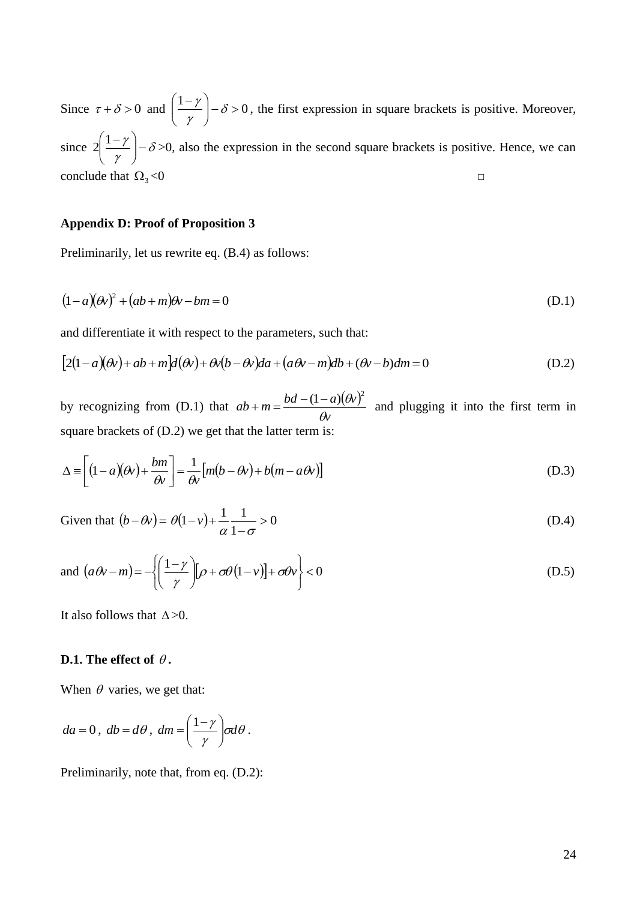Since $\tau + \delta > 0$ and $\left(\frac{1-\gamma}{\gamma}\right) - \delta > 0$, the first expression in square brackets is positive. Moreover, since $2\left(\frac{1-\gamma}{\gamma}\right) - \delta$ >0, also the expression in the second square brackets is positive. Hence, we can conclude that $\Omega_3$ <0 □

**Appendix D: Proof of Proposition 3**

Preliminarily, let us rewrite eq. (B.4) as follows:

$$(1-a)(\theta v)^2 + (ab+m)\theta v - bm = 0 \tag{D.1}$$

and differentiate it with respect to the parameters, such that:

$$\left[2(1-a)(\theta v) + ab + m\right]d(\theta v) + \theta v(b - \theta v)da + (a\theta v - m)db + (\theta v - b)dm = 0 \tag{D.2}$$

by recognizing from (D.1) that $ab + m = \frac{bd - (1-a)(\theta v)^2}{\theta v}$ and plugging it into the first term in square brackets of (D.2) we get that the latter term is:

$$\Delta \equiv \left[(1-a)(\theta v) + \frac{bm}{\theta v}\right] = \frac{1}{\theta v}\left[m(b-\theta v) + b(m - a\theta v)\right] \tag{D.3}$$

Given that $(b - \theta v) = \theta(1-v) + \frac{1}{\alpha}\frac{1}{1-\sigma} > 0$ (D.4)

and $(a\theta v - m) = -\left\{\left(\frac{1-\gamma}{\gamma}\right)\left[\rho + \sigma\theta(1-v)\right] + \sigma\theta v\right\} < 0$ (D.5)

It also follows that $\Delta$ >0.

**D.1. The effect of $\theta$.**

When $\theta$ varies, we get that:

$da = 0$, $db = d\theta$, $dm = \left(\frac{1-\gamma}{\gamma}\right)\sigma d\theta$.

Preliminarily, note that, from eq. (D.2):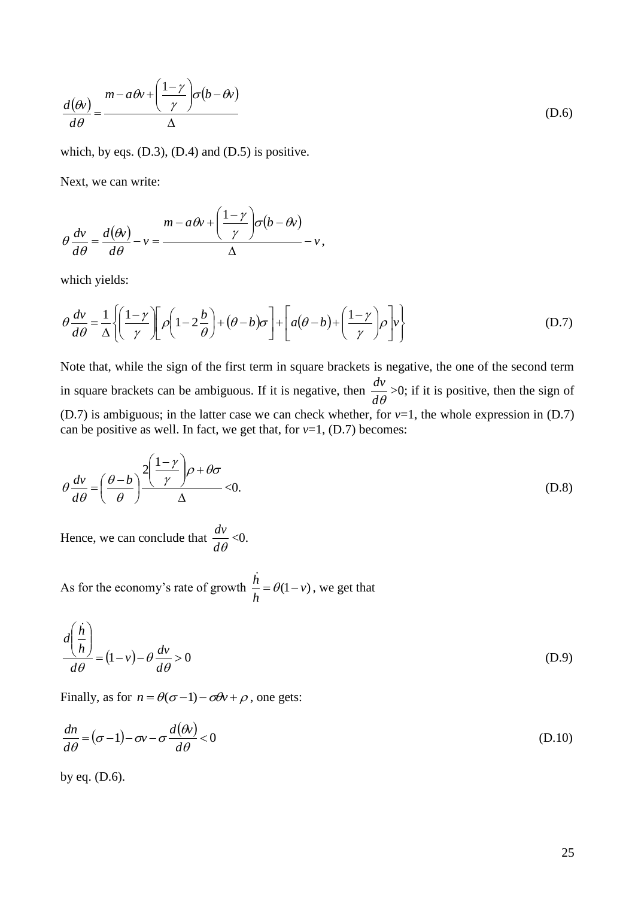$$\frac{d(\theta v)}{d\theta} = \frac{m - a\theta v + \left(\frac{1-\gamma}{\gamma}\right)\sigma(b - \theta v)}{\Delta} \tag{D.6}$$

which, by eqs. (D.3), (D.4) and (D.5) is positive.

Next, we can write:

$$\theta \frac{dv}{d\theta} = \frac{d(\theta v)}{d\theta} - v = \frac{m - a\theta v + \left(\frac{1-\gamma}{\gamma}\right)\sigma(b - \theta v)}{\Delta} - v,$$

which yields:

$$\theta \frac{dv}{d\theta} = \frac{1}{\Delta}\left\{\left(\frac{1-\gamma}{\gamma}\right)\left[\rho\left(1 - 2\frac{b}{\theta}\right) + (\theta - b)\sigma\right] + \left[a(\theta - b) + \left(\frac{1-\gamma}{\gamma}\right)\rho\right]v\right\} \tag{D.7}$$

Note that, while the sign of the first term in square brackets is negative, the one of the second term in square brackets can be ambiguous. If it is negative, then $\frac{dv}{d\theta}$ >0; if it is positive, then the sign of (D.7) is ambiguous; in the latter case we can check whether, for $v$=1, the whole expression in (D.7) can be positive as well. In fact, we get that, for $v$=1, (D.7) becomes:

$$\theta \frac{dv}{d\theta} = \left(\frac{\theta - b}{\theta}\right)\frac{2\left(\frac{1-\gamma}{\gamma}\right)\rho + \theta\sigma}{\Delta} < 0. \tag{D.8}$$

Hence, we can conclude that $\frac{dv}{d\theta}$ <0.

As for the economy's rate of growth $\frac{\dot{h}}{h} = \theta(1 - v)$, we get that

$$\frac{d\left(\frac{\dot{h}}{h}\right)}{d\theta} = (1 - v) - \theta\frac{dv}{d\theta} > 0 \tag{D.9}$$

Finally, as for $n = \theta(\sigma - 1) - \sigma\theta v + \rho$, one gets:

$$\frac{dn}{d\theta} = (\sigma - 1) - \sigma v - \sigma\frac{d(\theta v)}{d\theta} < 0 \tag{D.10}$$

by eq. (D.6).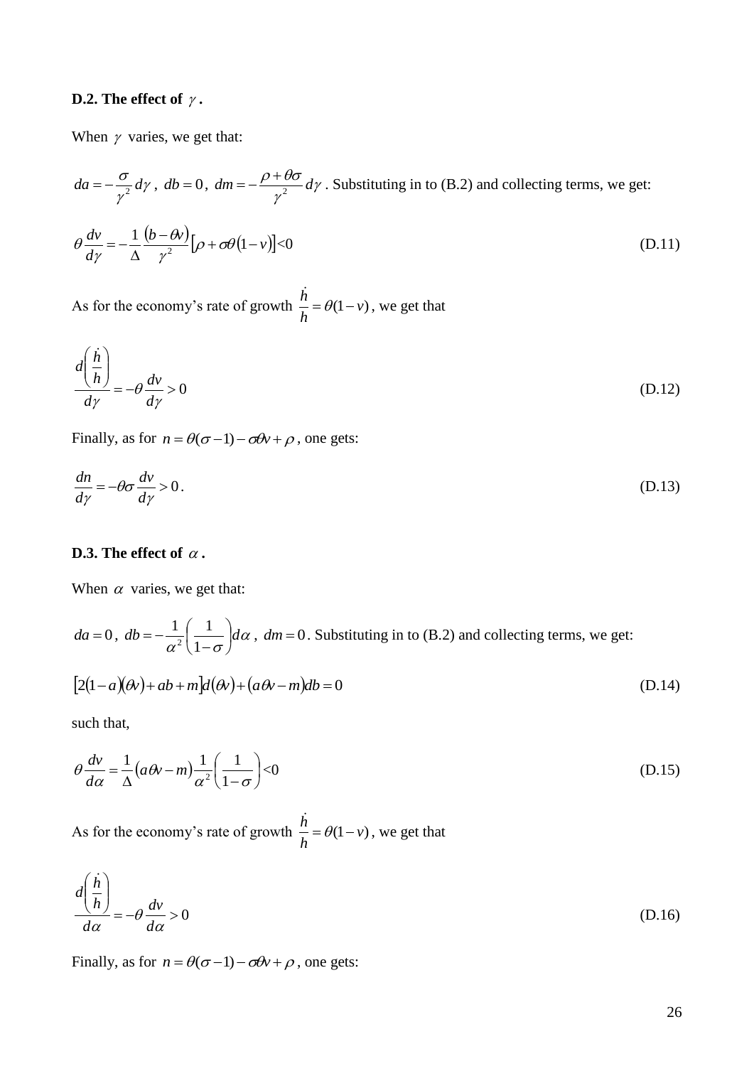**D.2. The effect of $\gamma$.**

When $\gamma$ varies, we get that:

$da = -\frac{\sigma}{\gamma^2}d\gamma$, $db = 0$, $dm = -\frac{\rho + \theta\sigma}{\gamma^2}d\gamma$. Substituting in to (B.2) and collecting terms, we get:

$$\theta\frac{dv}{d\gamma} = -\frac{1}{\Delta}\frac{(b-\theta v)}{\gamma^2}\left[\rho + \sigma\theta(1-v)\right]<0 \tag{D.11}$$

As for the economy's rate of growth $\frac{\dot{h}}{h} = \theta(1-v)$, we get that

$$\frac{d\left(\frac{\dot{h}}{h}\right)}{d\gamma} = -\theta\frac{dv}{d\gamma} > 0 \tag{D.12}$$

Finally, as for $n = \theta(\sigma - 1) - \sigma\theta v + \rho$, one gets:

$$\frac{dn}{d\gamma} = -\theta\sigma\frac{dv}{d\gamma} > 0. \tag{D.13}$$

**D.3. The effect of $\alpha$.**

When $\alpha$ varies, we get that:

$da = 0$, $db = -\frac{1}{\alpha^2}\left(\frac{1}{1-\sigma}\right)d\alpha$, $dm = 0$. Substituting in to (B.2) and collecting terms, we get:

$$\left[2(1-a)(\theta v) + ab + m\right]d(\theta v) + (a\theta v - m)db = 0 \tag{D.14}$$

such that,

$$\theta\frac{dv}{d\alpha} = \frac{1}{\Delta}(a\theta v - m)\frac{1}{\alpha^2}\left(\frac{1}{1-\sigma}\right)<0 \tag{D.15}$$

As for the economy's rate of growth $\frac{\dot{h}}{h} = \theta(1-v)$, we get that

$$\frac{d\left(\frac{\dot{h}}{h}\right)}{d\alpha} = -\theta\frac{dv}{d\alpha} > 0 \tag{D.16}$$

Finally, as for $n = \theta(\sigma - 1) - \sigma\theta v + \rho$, one gets: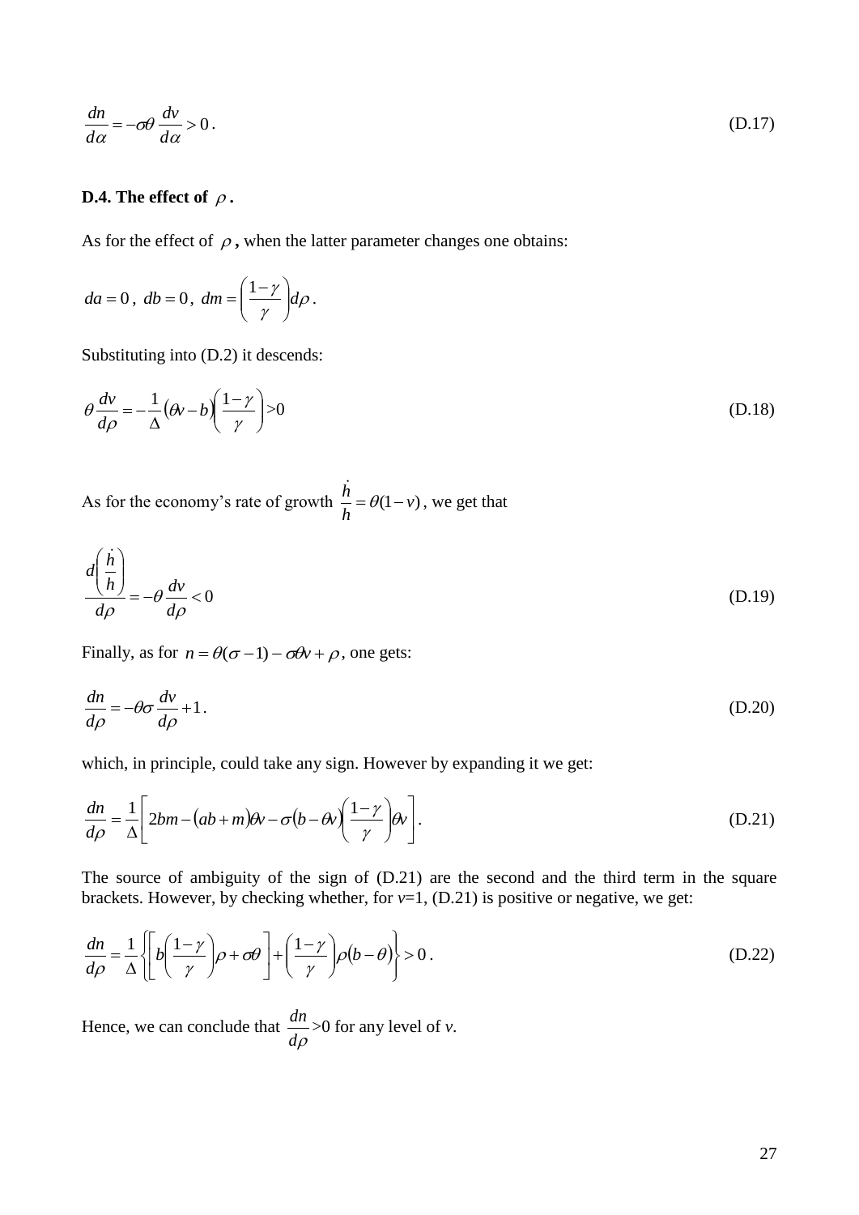$$\frac{dn}{d\alpha} = -\sigma\theta \, \frac{dv}{d\alpha} > 0 \, . \tag{D.17}$$

**D.4. The effect of $\rho$.**

As for the effect of $\rho$**,** when the latter parameter changes one obtains:

$$da = 0 \, , \; db = 0 \, , \; dm = \left(\frac{1-\gamma}{\gamma}\right) d\rho \, .$$

Substituting into (D.2) it descends:

$$\theta \frac{dv}{d\rho} = -\frac{1}{\Delta}\left(\theta v - b\right)\left(\frac{1-\gamma}{\gamma}\right) > 0 \tag{D.18}$$

As for the economy's rate of growth $\frac{\dot{h}}{h} = \theta(1-v)$, we get that

$$\frac{d\left(\frac{\dot{h}}{h}\right)}{d\rho} = -\theta \, \frac{dv}{d\rho} < 0 \tag{D.19}$$

Finally, as for $n = \theta(\sigma - 1) - \sigma\theta v + \rho$, one gets:

$$\frac{dn}{d\rho} = -\theta\sigma \, \frac{dv}{d\rho} + 1 \, . \tag{D.20}$$

which, in principle, could take any sign. However by expanding it we get:

$$\frac{dn}{d\rho} = \frac{1}{\Delta}\left[ 2bm - \left(ab + m\right)\theta v - \sigma\left(b - \theta v\right)\left(\frac{1-\gamma}{\gamma}\right)\theta v \right]. \tag{D.21}$$

The source of ambiguity of the sign of (D.21) are the second and the third term in the square brackets. However, by checking whether, for $v$=1, (D.21) is positive or negative, we get:

$$\frac{dn}{d\rho} = \frac{1}{\Delta}\left\{ \left[ b\left(\frac{1-\gamma}{\gamma}\right)\rho + \sigma\theta \right] + \left(\frac{1-\gamma}{\gamma}\right)\rho\left(b - \theta\right) \right\} > 0 \, . \tag{D.22}$$

Hence, we can conclude that $\frac{dn}{d\rho}$>0 for any level of $v$.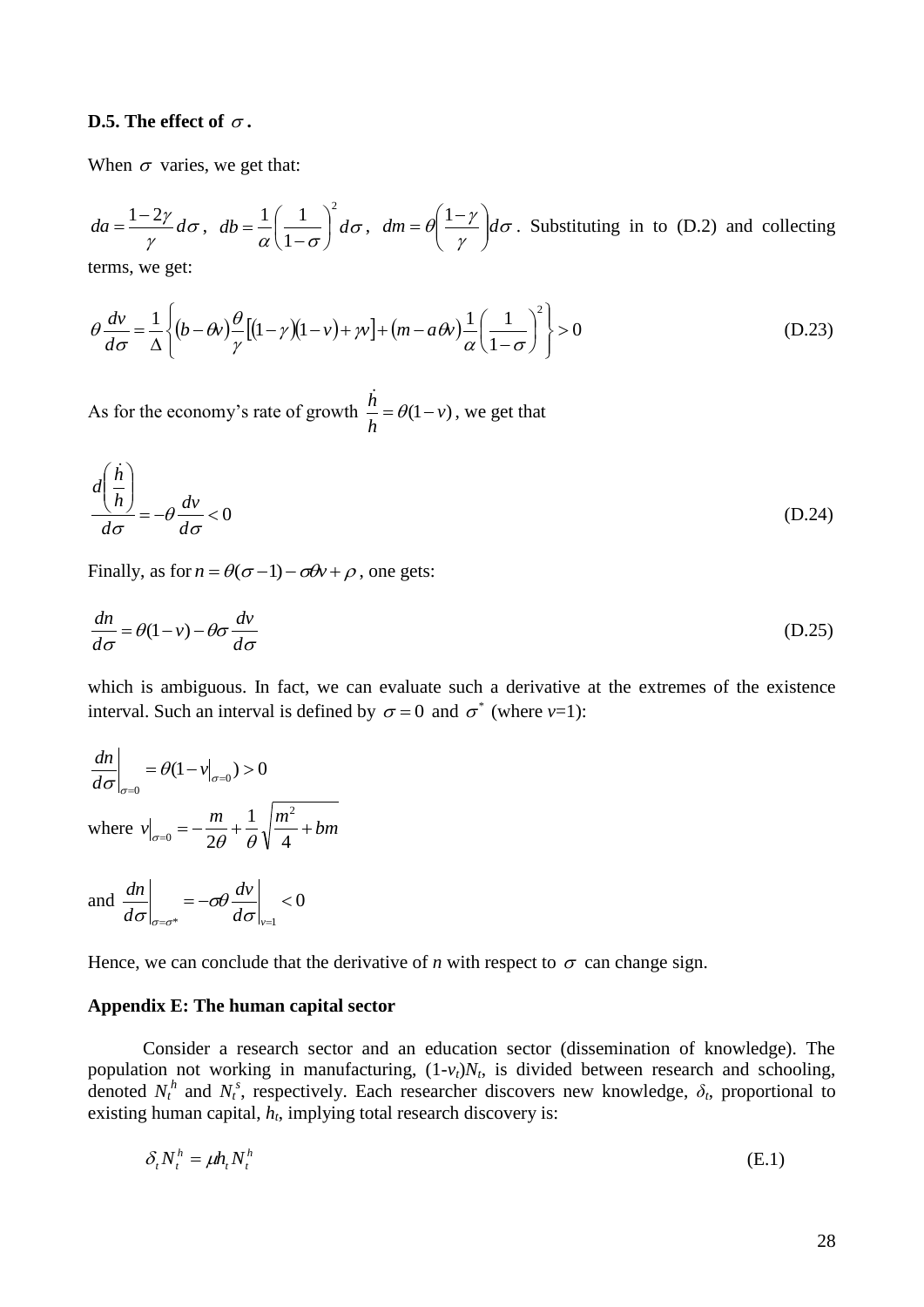**D.5. The effect of $\sigma$.**

When $\sigma$ varies, we get that:

$da = \dfrac{1-2\gamma}{\gamma} d\sigma$, $db = \dfrac{1}{\alpha}\left(\dfrac{1}{1-\sigma}\right)^2 d\sigma$, $dm = \theta\left(\dfrac{1-\gamma}{\gamma}\right) d\sigma$. Substituting in to (D.2) and collecting terms, we get:

$$\theta \frac{dv}{d\sigma} = \frac{1}{\Delta}\left\{ (b-\theta v)\frac{\theta}{\gamma}\left[(1-\gamma)(1-v)+\gamma v\right] + (m - a\theta v)\frac{1}{\alpha}\left(\frac{1}{1-\sigma}\right)^2 \right\} > 0 \tag{D.23}$$

As for the economy's rate of growth $\dfrac{\dot{h}}{h} = \theta(1-v)$, we get that

$$\frac{d\left(\dfrac{\dot{h}}{h}\right)}{d\sigma} = -\theta \frac{dv}{d\sigma} < 0 \tag{D.24}$$

Finally, as for $n = \theta(\sigma-1) - \sigma\theta v + \rho$, one gets:

$$\frac{dn}{d\sigma} = \theta(1-v) - \theta\sigma\frac{dv}{d\sigma} \tag{D.25}$$

which is ambiguous. In fact, we can evaluate such a derivative at the extremes of the existence interval. Such an interval is defined by $\sigma = 0$ and $\sigma^*$ (where $v$=1):

$$\left.\frac{dn}{d\sigma}\right|_{\sigma=0} = \theta(1 - v|_{\sigma=0}) > 0$$

where $v|_{\sigma=0} = -\dfrac{m}{2\theta} + \dfrac{1}{\theta}\sqrt{\dfrac{m^2}{4} + bm}$

and $\left.\dfrac{dn}{d\sigma}\right|_{\sigma=\sigma^*} = -\sigma\theta \left.\dfrac{dv}{d\sigma}\right|_{v=1} < 0$

Hence, we can conclude that the derivative of $n$ with respect to $\sigma$ can change sign.

## Appendix E: The human capital sector

Consider a research sector and an education sector (dissemination of knowledge). The population not working in manufacturing, $(1-v_t)N_t$, is divided between research and schooling, denoted $N_t^h$ and $N_t^s$, respectively. Each researcher discovers new knowledge, $\delta_t$, proportional to existing human capital, $h_t$, implying total research discovery is:

$$\delta_t N_t^h = \mu h_t N_t^h \tag{E.1}$$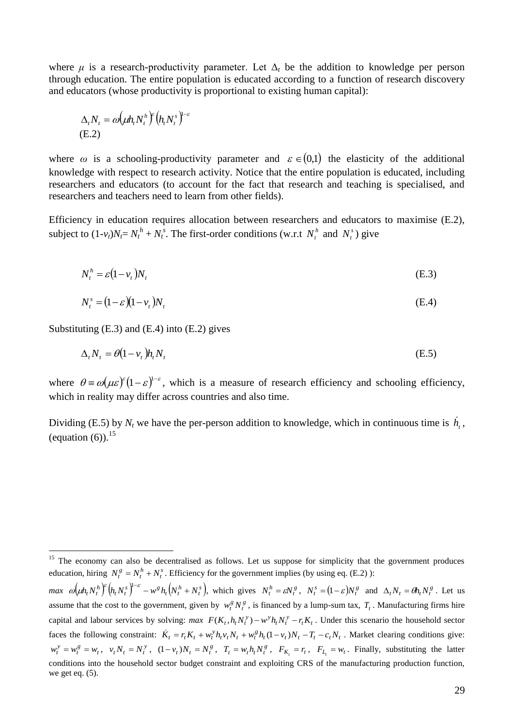where $\mu$ is a research-productivity parameter. Let $\Delta_t$ be the addition to knowledge per person through education. The entire population is educated according to a function of research discovery and educators (whose productivity is proportional to existing human capital):

$$\Delta_t N_t = \omega\left(\mu h_t N_t^h\right)^{\varepsilon}\left(h_t N_t^s\right)^{1-\varepsilon} \tag{E.2}$$

where $\omega$ is a schooling-productivity parameter and $\varepsilon \in (0,1)$ the elasticity of the additional knowledge with respect to research activity. Notice that the entire population is educated, including researchers and educators (to account for the fact that research and teaching is specialised, and researchers and teachers need to learn from other fields).

Efficiency in education requires allocation between researchers and educators to maximise (E.2), subject to $(1\text{-}v_t)N_t = N_t^h + N_t^s$. The first-order conditions (w.r.t $N_t^h$ and $N_t^s$) give

$$N_t^h = \varepsilon(1-v_t)N_t \tag{E.3}$$

$$N_t^s = (1-\varepsilon)(1-v_t)N_t \tag{E.4}$$

Substituting (E.3) and (E.4) into (E.2) gives

$$\Delta_t N_t = \theta(1-v_t)h_t N_t \tag{E.5}$$

where $\theta \equiv \omega(\mu\varepsilon)^{\varepsilon}(1-\varepsilon)^{1-\varepsilon}$, which is a measure of research efficiency and schooling efficiency, which in reality may differ across countries and also time.

Dividing (E.5) by $N_t$ we have the per-person addition to knowledge, which in continuous time is $\dot{h}_t$, (equation (6)).[15]

---

[15] The economy can also be decentralised as follows. Let us suppose for simplicity that the government produces education, hiring $N_t^g = N_t^h + N_t^s$. Efficiency for the government implies (by using eq. (E.2) ):

*max* $\omega\left(\mu h_t N_t^h\right)^{\varepsilon}\left(h_t N_t^s\right)^{1-\varepsilon} - w^g h_t\left(N_t^h + N_t^s\right)$, which gives $N_t^h = \varepsilon N_t^g$, $N_t^s = (1-\varepsilon)N_t^g$ and $\Delta_t N_t = \theta h_t N_t^g$. Let us assume that the cost to the government, given by $w_t^g N_t^g$, is financed by a lump-sum tax, $T_t$. Manufacturing firms hire capital and labour services by solving: *max* $F(K_t, h_t N_t^y) - w^y h_t N_t^y - r_t K_t$. Under this scenario the household sector faces the following constraint: $\dot{K}_t = r_t K_t + w_t^y h_t v_t N_t + w_t^g h_t (1-v_t) N_t - T_t - c_t N_t$. Market clearing conditions give: $w_t^y = w_t^g = w_t$, $v_t N_t = N_t^y$, $(1-v_t)N_t = N_t^g$, $T_t = w_t h_t N_t^g$, $F_{K_t} = r_t$, $F_{L_t} = w_t$. Finally, substituting the latter conditions into the household sector budget constraint and exploiting CRS of the manufacturing production function, we get eq. (5).